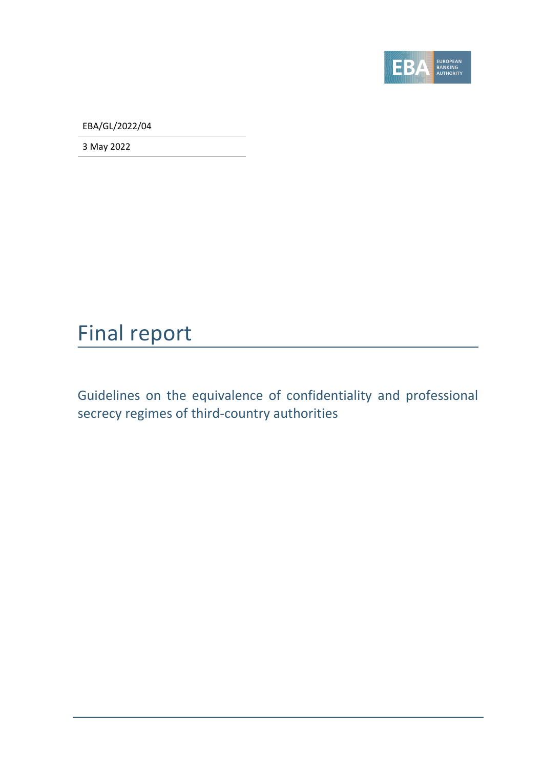EBA/GL/2022/04

3 May 2022

# Final report

## Guidelines on the equivalence of confidentiality and professional secrecy regimes of third-country authorities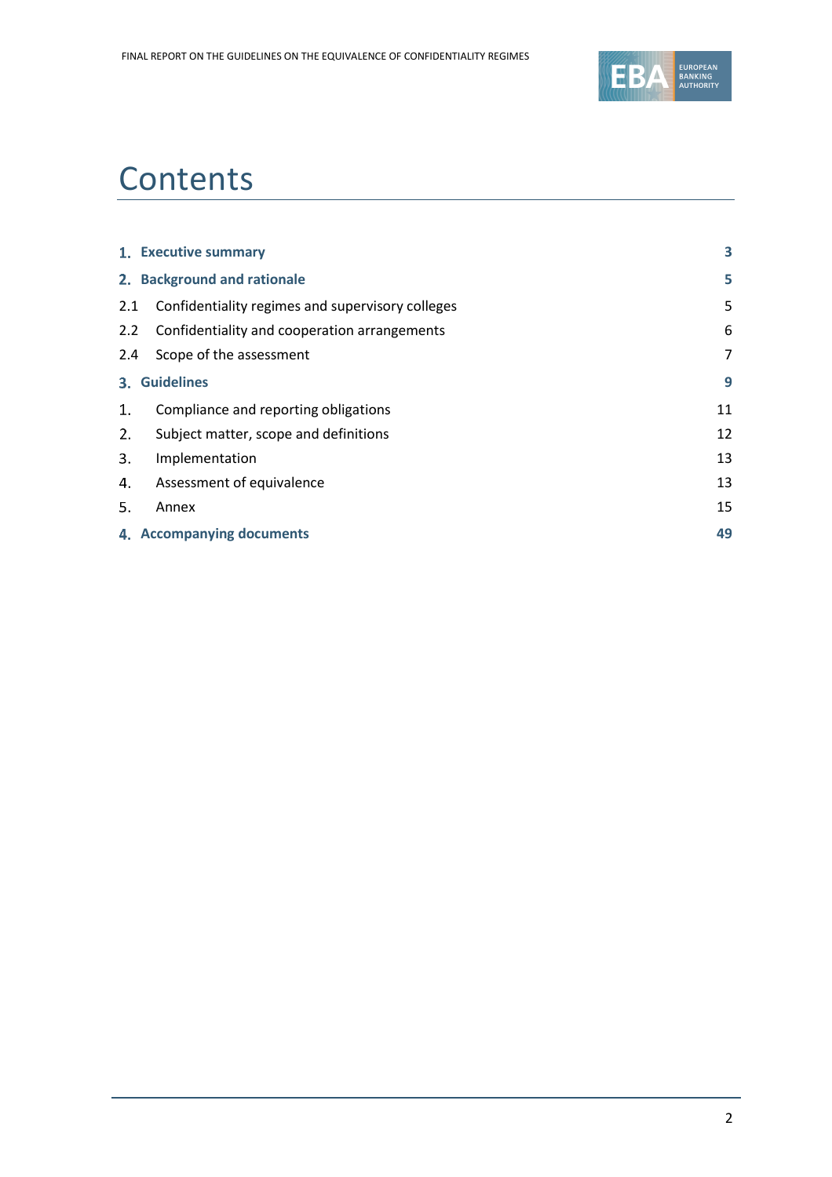# Contents

| | | |
|---|---|---|
| **1.** | **Executive summary** | **3** |
| **2.** | **Background and rationale** | **5** |
| 2.1 | Confidentiality regimes and supervisory colleges | 5 |
| 2.2 | Confidentiality and cooperation arrangements | 6 |
| 2.4 | Scope of the assessment | 7 |
| **3.** | **Guidelines** | **9** |
| 1. | Compliance and reporting obligations | 11 |
| 2. | Subject matter, scope and definitions | 12 |
| 3. | Implementation | 13 |
| 4. | Assessment of equivalence | 13 |
| 5. | Annex | 15 |
| **4.** | **Accompanying documents** | **49** |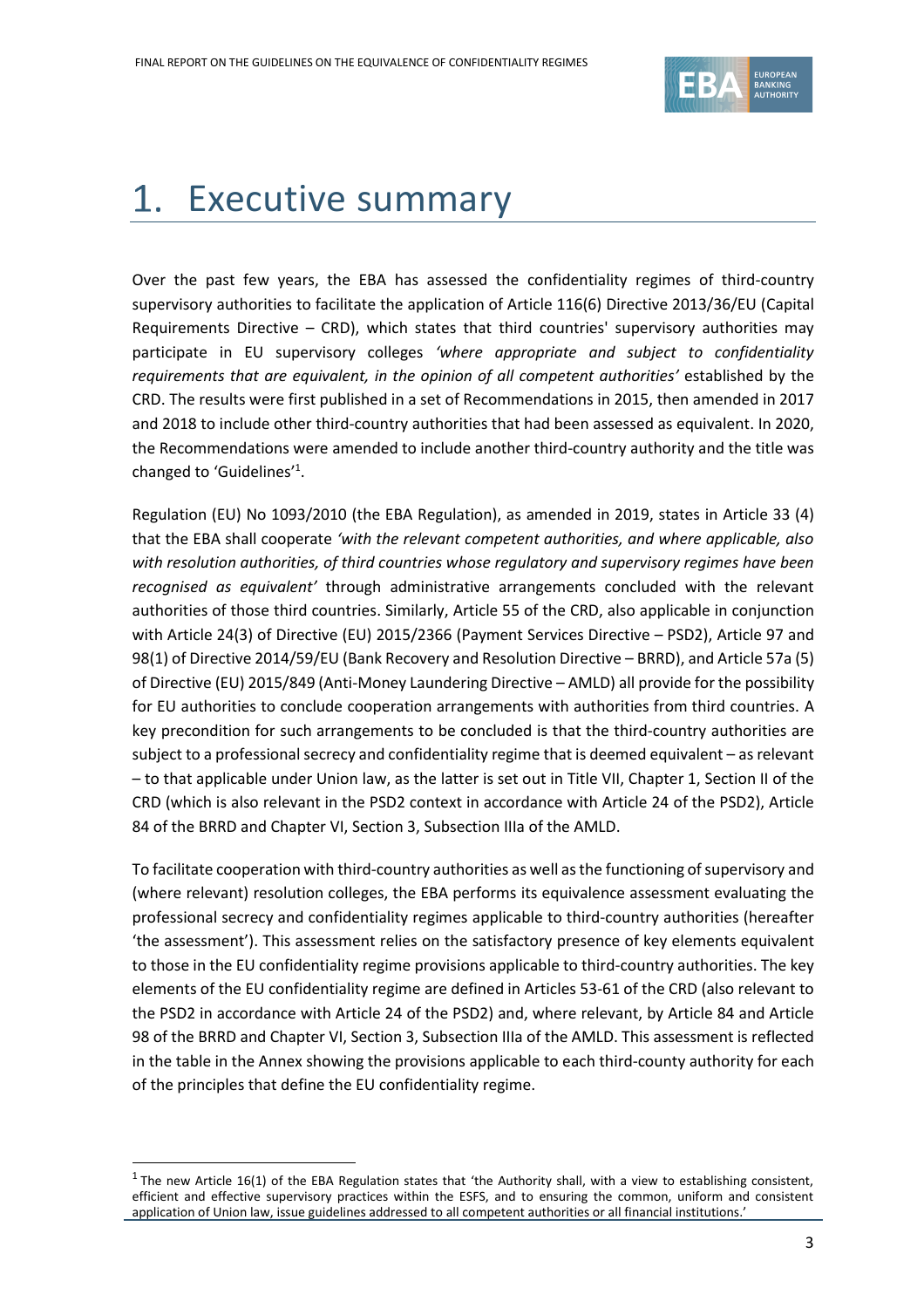# 1. Executive summary

Over the past few years, the EBA has assessed the confidentiality regimes of third-country supervisory authorities to facilitate the application of Article 116(6) Directive 2013/36/EU (Capital Requirements Directive – CRD), which states that third countries' supervisory authorities may participate in EU supervisory colleges *'where appropriate and subject to confidentiality requirements that are equivalent, in the opinion of all competent authorities'* established by the CRD. The results were first published in a set of Recommendations in 2015, then amended in 2017 and 2018 to include other third-country authorities that had been assessed as equivalent. In 2020, the Recommendations were amended to include another third-country authority and the title was changed to 'Guidelines'[1].

Regulation (EU) No 1093/2010 (the EBA Regulation), as amended in 2019, states in Article 33 (4) that the EBA shall cooperate *'with the relevant competent authorities, and where applicable, also with resolution authorities, of third countries whose regulatory and supervisory regimes have been recognised as equivalent'* through administrative arrangements concluded with the relevant authorities of those third countries. Similarly, Article 55 of the CRD, also applicable in conjunction with Article 24(3) of Directive (EU) 2015/2366 (Payment Services Directive – PSD2), Article 97 and 98(1) of Directive 2014/59/EU (Bank Recovery and Resolution Directive – BRRD), and Article 57a (5) of Directive (EU) 2015/849 (Anti-Money Laundering Directive – AMLD) all provide for the possibility for EU authorities to conclude cooperation arrangements with authorities from third countries. A key precondition for such arrangements to be concluded is that the third-country authorities are subject to a professional secrecy and confidentiality regime that is deemed equivalent – as relevant – to that applicable under Union law, as the latter is set out in Title VII, Chapter 1, Section II of the CRD (which is also relevant in the PSD2 context in accordance with Article 24 of the PSD2), Article 84 of the BRRD and Chapter VI, Section 3, Subsection IIIa of the AMLD.

To facilitate cooperation with third-country authorities as well as the functioning of supervisory and (where relevant) resolution colleges, the EBA performs its equivalence assessment evaluating the professional secrecy and confidentiality regimes applicable to third-country authorities (hereafter 'the assessment'). This assessment relies on the satisfactory presence of key elements equivalent to those in the EU confidentiality regime provisions applicable to third-country authorities. The key elements of the EU confidentiality regime are defined in Articles 53-61 of the CRD (also relevant to the PSD2 in accordance with Article 24 of the PSD2) and, where relevant, by Article 84 and Article 98 of the BRRD and Chapter VI, Section 3, Subsection IIIa of the AMLD. This assessment is reflected in the table in the Annex showing the provisions applicable to each third-county authority for each of the principles that define the EU confidentiality regime.

[1] The new Article 16(1) of the EBA Regulation states that 'the Authority shall, with a view to establishing consistent, efficient and effective supervisory practices within the ESFS, and to ensuring the common, uniform and consistent application of Union law, issue guidelines addressed to all competent authorities or all financial institutions.'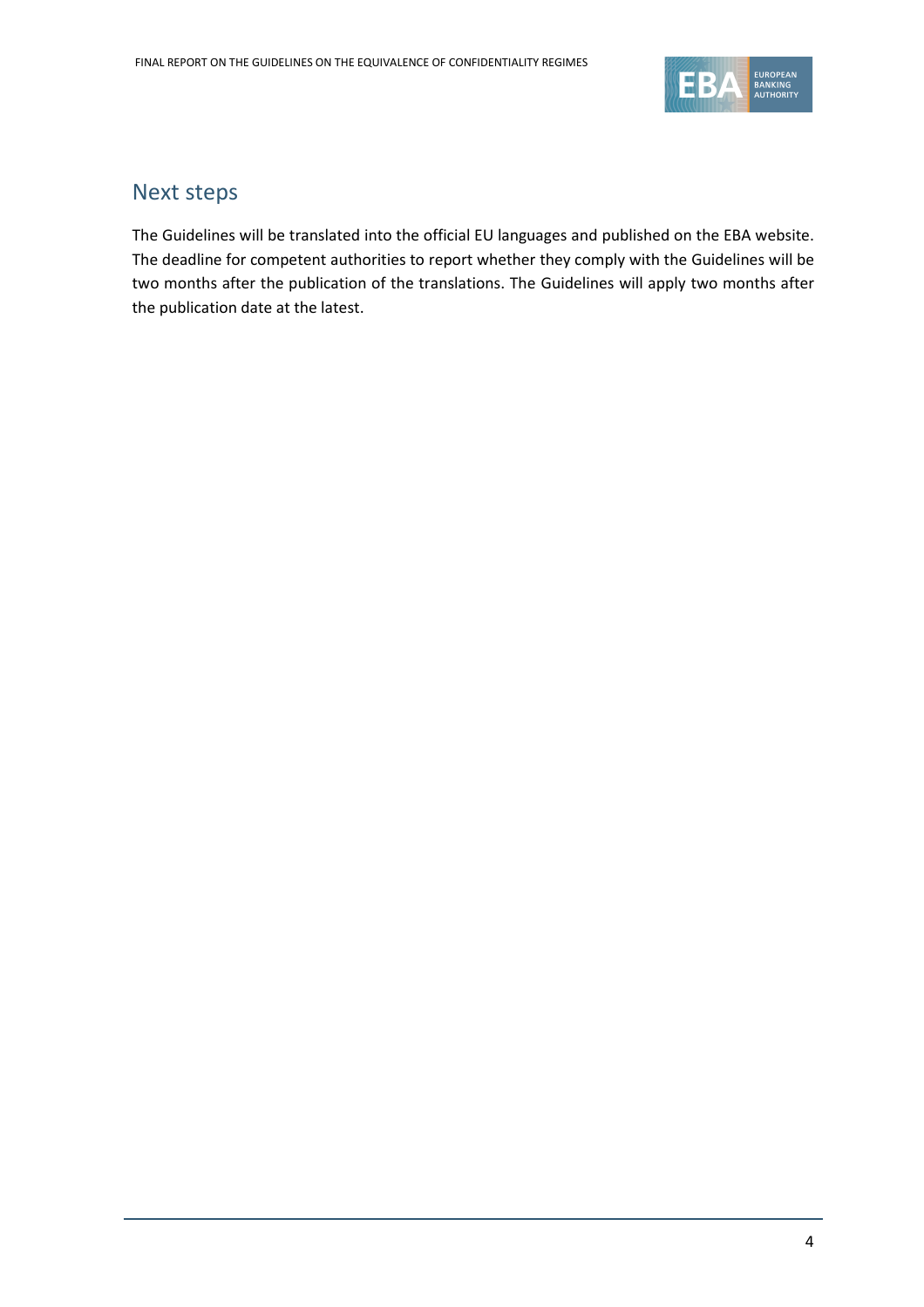## Next steps

The Guidelines will be translated into the official EU languages and published on the EBA website. The deadline for competent authorities to report whether they comply with the Guidelines will be two months after the publication of the translations. The Guidelines will apply two months after the publication date at the latest.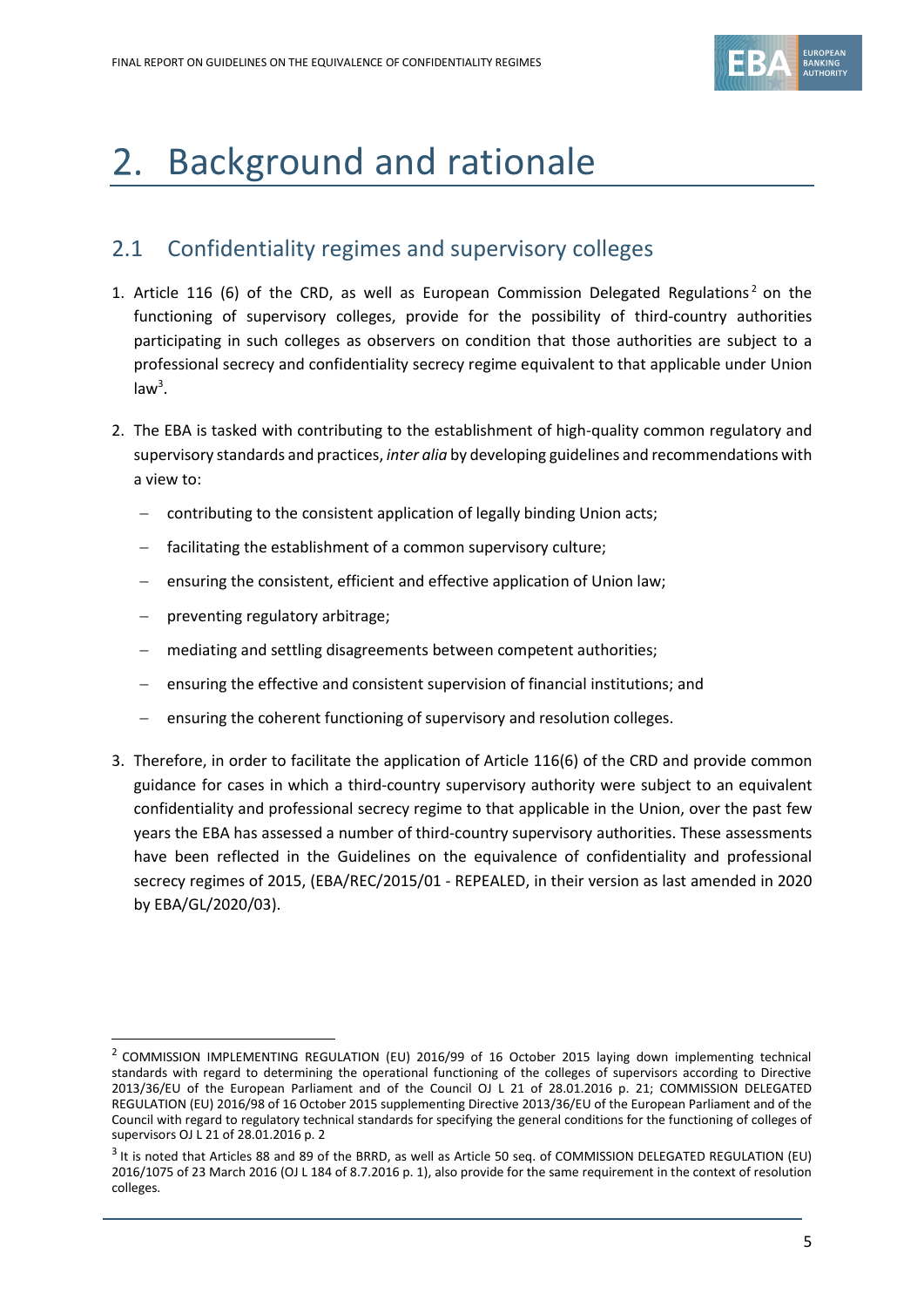# 2. Background and rationale

## 2.1 Confidentiality regimes and supervisory colleges

1. Article 116 (6) of the CRD, as well as European Commission Delegated Regulations[2] on the functioning of supervisory colleges, provide for the possibility of third-country authorities participating in such colleges as observers on condition that those authorities are subject to a professional secrecy and confidentiality secrecy regime equivalent to that applicable under Union law[3].

2. The EBA is tasked with contributing to the establishment of high-quality common regulatory and supervisory standards and practices, *inter alia* by developing guidelines and recommendations with a view to:

   - contributing to the consistent application of legally binding Union acts;
   - facilitating the establishment of a common supervisory culture;
   - ensuring the consistent, efficient and effective application of Union law;
   - preventing regulatory arbitrage;
   - mediating and settling disagreements between competent authorities;
   - ensuring the effective and consistent supervision of financial institutions; and
   - ensuring the coherent functioning of supervisory and resolution colleges.

3. Therefore, in order to facilitate the application of Article 116(6) of the CRD and provide common guidance for cases in which a third-country supervisory authority were subject to an equivalent confidentiality and professional secrecy regime to that applicable in the Union, over the past few years the EBA has assessed a number of third-country supervisory authorities. These assessments have been reflected in the Guidelines on the equivalence of confidentiality and professional secrecy regimes of 2015, (EBA/REC/2015/01 - REPEALED, in their version as last amended in 2020 by EBA/GL/2020/03).

---

[2] COMMISSION IMPLEMENTING REGULATION (EU) 2016/99 of 16 October 2015 laying down implementing technical standards with regard to determining the operational functioning of the colleges of supervisors according to Directive 2013/36/EU of the European Parliament and of the Council OJ L 21 of 28.01.2016 p. 21; COMMISSION DELEGATED REGULATION (EU) 2016/98 of 16 October 2015 supplementing Directive 2013/36/EU of the European Parliament and of the Council with regard to regulatory technical standards for specifying the general conditions for the functioning of colleges of supervisors OJ L 21 of 28.01.2016 p. 2

[3] It is noted that Articles 88 and 89 of the BRRD, as well as Article 50 seq. of COMMISSION DELEGATED REGULATION (EU) 2016/1075 of 23 March 2016 (OJ L 184 of 8.7.2016 p. 1), also provide for the same requirement in the context of resolution colleges.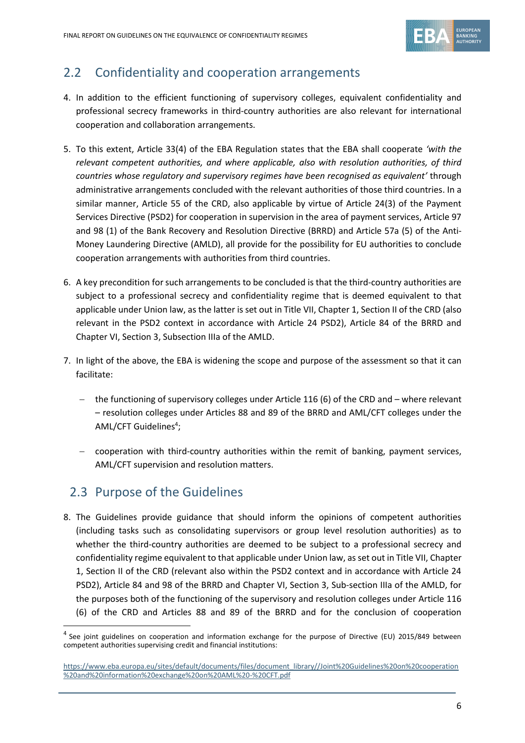## 2.2 Confidentiality and cooperation arrangements

4. In addition to the efficient functioning of supervisory colleges, equivalent confidentiality and professional secrecy frameworks in third-country authorities are also relevant for international cooperation and collaboration arrangements.

5. To this extent, Article 33(4) of the EBA Regulation states that the EBA shall cooperate *'with the relevant competent authorities, and where applicable, also with resolution authorities, of third countries whose regulatory and supervisory regimes have been recognised as equivalent'* through administrative arrangements concluded with the relevant authorities of those third countries. In a similar manner, Article 55 of the CRD, also applicable by virtue of Article 24(3) of the Payment Services Directive (PSD2) for cooperation in supervision in the area of payment services, Article 97 and 98 (1) of the Bank Recovery and Resolution Directive (BRRD) and Article 57a (5) of the Anti-Money Laundering Directive (AMLD), all provide for the possibility for EU authorities to conclude cooperation arrangements with authorities from third countries.

6. A key precondition for such arrangements to be concluded is that the third-country authorities are subject to a professional secrecy and confidentiality regime that is deemed equivalent to that applicable under Union law, as the latter is set out in Title VII, Chapter 1, Section II of the CRD (also relevant in the PSD2 context in accordance with Article 24 PSD2), Article 84 of the BRRD and Chapter VI, Section 3, Subsection IIIa of the AMLD.

7. In light of the above, the EBA is widening the scope and purpose of the assessment so that it can facilitate:

   - the functioning of supervisory colleges under Article 116 (6) of the CRD and – where relevant – resolution colleges under Articles 88 and 89 of the BRRD and AML/CFT colleges under the AML/CFT Guidelines[4];

   - cooperation with third-country authorities within the remit of banking, payment services, AML/CFT supervision and resolution matters.

## 2.3 Purpose of the Guidelines

8. The Guidelines provide guidance that should inform the opinions of competent authorities (including tasks such as consolidating supervisors or group level resolution authorities) as to whether the third-country authorities are deemed to be subject to a professional secrecy and confidentiality regime equivalent to that applicable under Union law, as set out in Title VII, Chapter 1, Section II of the CRD (relevant also within the PSD2 context and in accordance with Article 24 PSD2), Article 84 and 98 of the BRRD and Chapter VI, Section 3, Sub-section IIIa of the AMLD, for the purposes both of the functioning of the supervisory and resolution colleges under Article 116 (6) of the CRD and Articles 88 and 89 of the BRRD and for the conclusion of cooperation

---

[4] See joint guidelines on cooperation and information exchange for the purpose of Directive (EU) 2015/849 between competent authorities supervising credit and financial institutions:

https://www.eba.europa.eu/sites/default/documents/files/document_library//Joint%20Guidelines%20on%20cooperation%20and%20information%20exchange%20on%20AML%20-%20CFT.pdf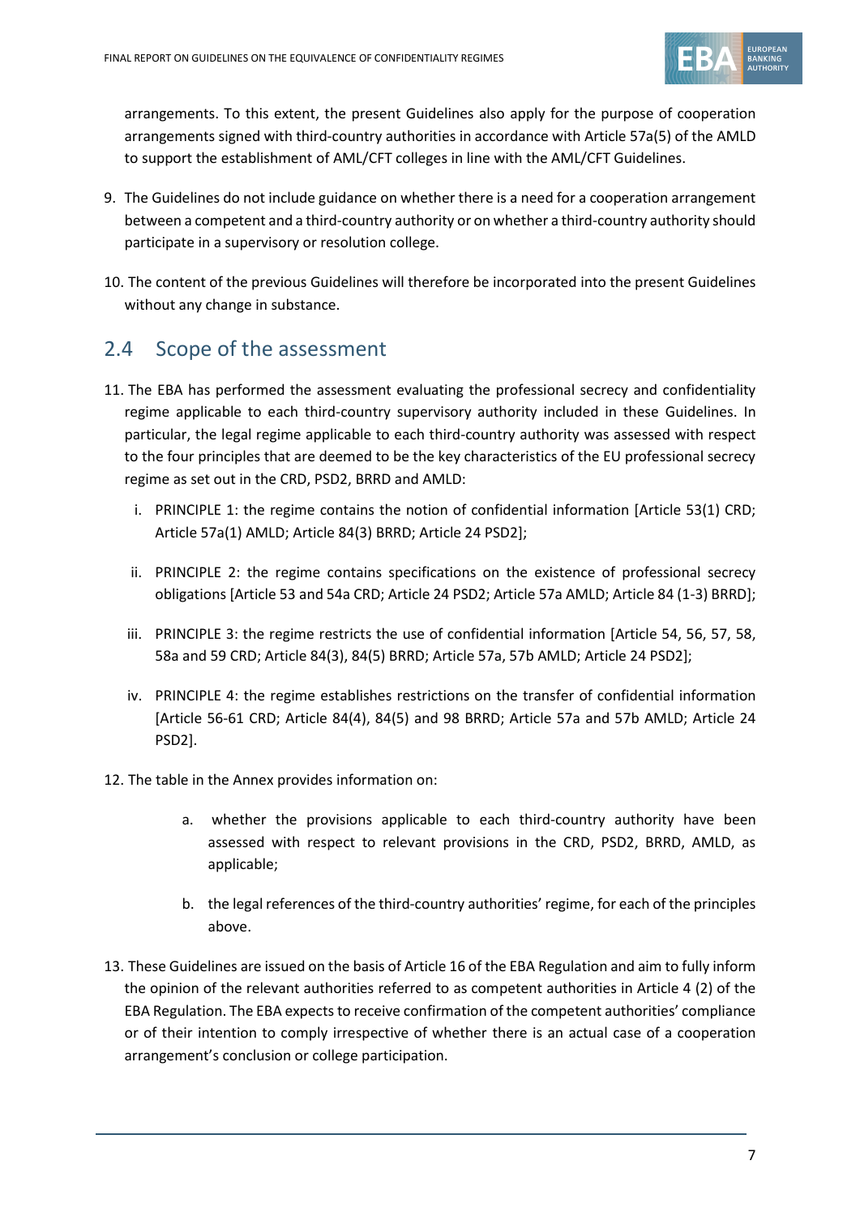arrangements. To this extent, the present Guidelines also apply for the purpose of cooperation arrangements signed with third-country authorities in accordance with Article 57a(5) of the AMLD to support the establishment of AML/CFT colleges in line with the AML/CFT Guidelines.

9. The Guidelines do not include guidance on whether there is a need for a cooperation arrangement between a competent and a third-country authority or on whether a third-country authority should participate in a supervisory or resolution college.

10. The content of the previous Guidelines will therefore be incorporated into the present Guidelines without any change in substance.

## 2.4 Scope of the assessment

11. The EBA has performed the assessment evaluating the professional secrecy and confidentiality regime applicable to each third-country supervisory authority included in these Guidelines. In particular, the legal regime applicable to each third-country authority was assessed with respect to the four principles that are deemed to be the key characteristics of the EU professional secrecy regime as set out in the CRD, PSD2, BRRD and AMLD:

    i. PRINCIPLE 1: the regime contains the notion of confidential information [Article 53(1) CRD; Article 57a(1) AMLD; Article 84(3) BRRD; Article 24 PSD2];

    ii. PRINCIPLE 2: the regime contains specifications on the existence of professional secrecy obligations [Article 53 and 54a CRD; Article 24 PSD2; Article 57a AMLD; Article 84 (1-3) BRRD];

    iii. PRINCIPLE 3: the regime restricts the use of confidential information [Article 54, 56, 57, 58, 58a and 59 CRD; Article 84(3), 84(5) BRRD; Article 57a, 57b AMLD; Article 24 PSD2];

    iv. PRINCIPLE 4: the regime establishes restrictions on the transfer of confidential information [Article 56-61 CRD; Article 84(4), 84(5) and 98 BRRD; Article 57a and 57b AMLD; Article 24 PSD2].

12. The table in the Annex provides information on:

    a. whether the provisions applicable to each third-country authority have been assessed with respect to relevant provisions in the CRD, PSD2, BRRD, AMLD, as applicable;

    b. the legal references of the third-country authorities' regime, for each of the principles above.

13. These Guidelines are issued on the basis of Article 16 of the EBA Regulation and aim to fully inform the opinion of the relevant authorities referred to as competent authorities in Article 4 (2) of the EBA Regulation. The EBA expects to receive confirmation of the competent authorities' compliance or of their intention to comply irrespective of whether there is an actual case of a cooperation arrangement's conclusion or college participation.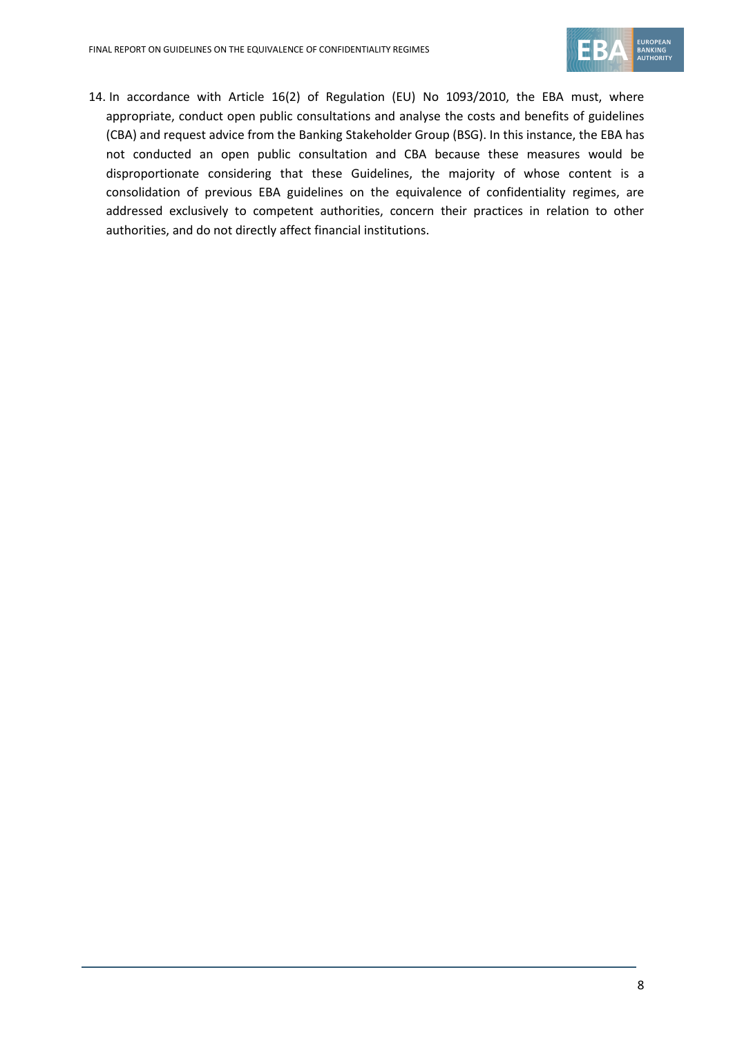14. In accordance with Article 16(2) of Regulation (EU) No 1093/2010, the EBA must, where appropriate, conduct open public consultations and analyse the costs and benefits of guidelines (CBA) and request advice from the Banking Stakeholder Group (BSG). In this instance, the EBA has not conducted an open public consultation and CBA because these measures would be disproportionate considering that these Guidelines, the majority of whose content is a consolidation of previous EBA guidelines on the equivalence of confidentiality regimes, are addressed exclusively to competent authorities, concern their practices in relation to other authorities, and do not directly affect financial institutions.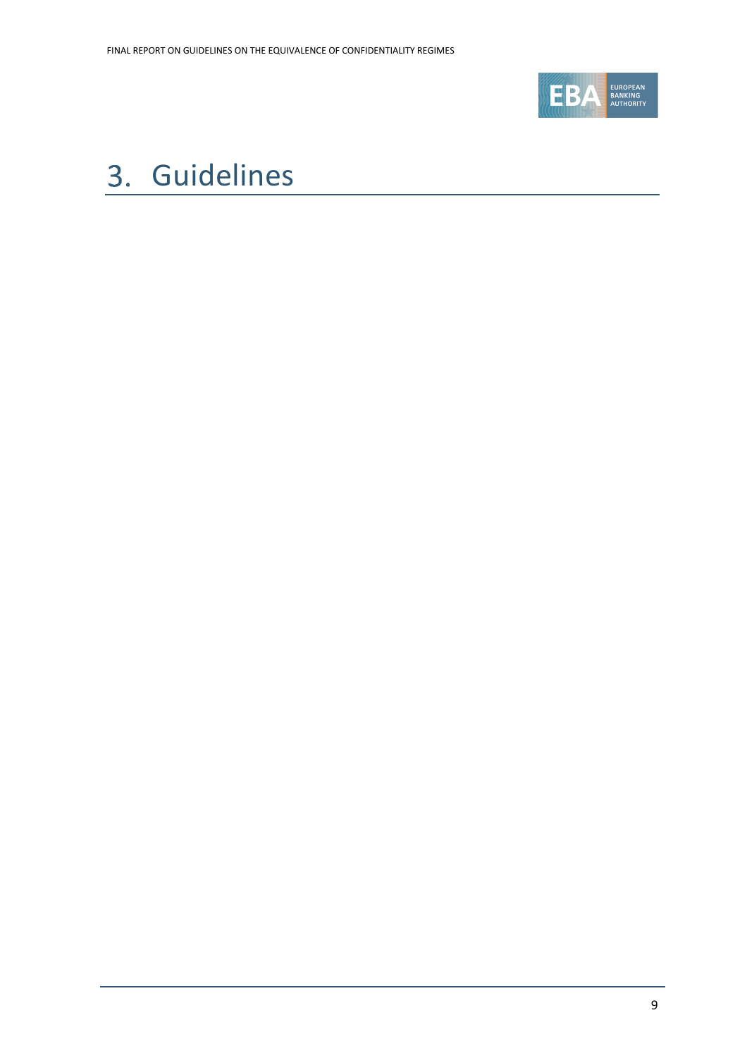# 3. Guidelines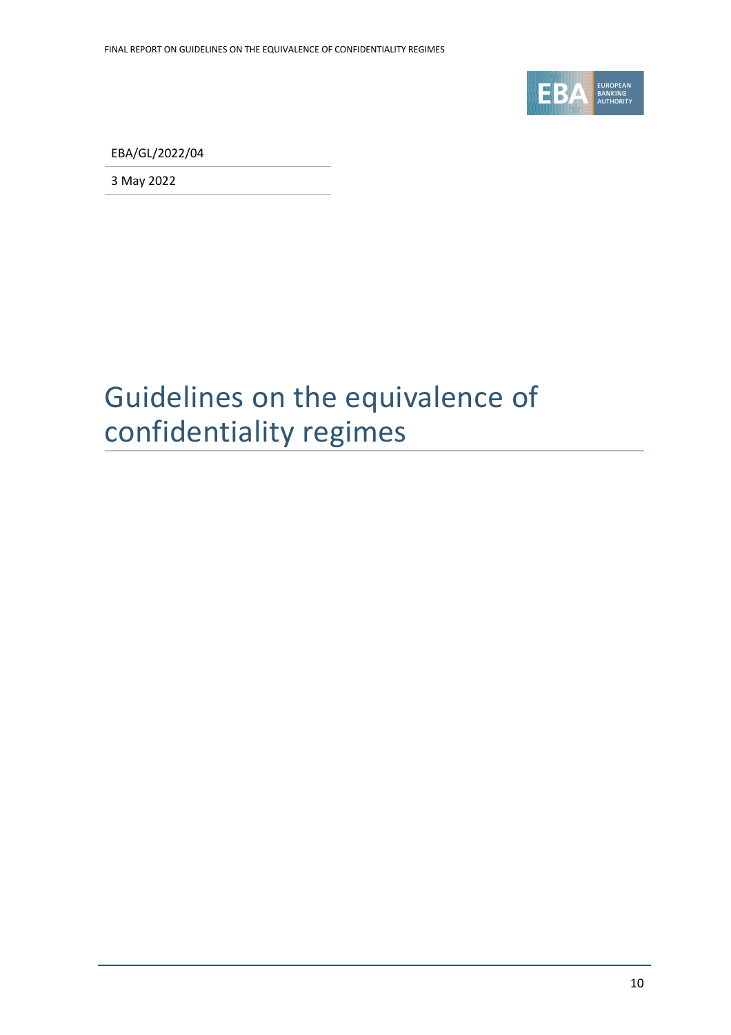EBA/GL/2022/04

3 May 2022

# Guidelines on the equivalence of confidentiality regimes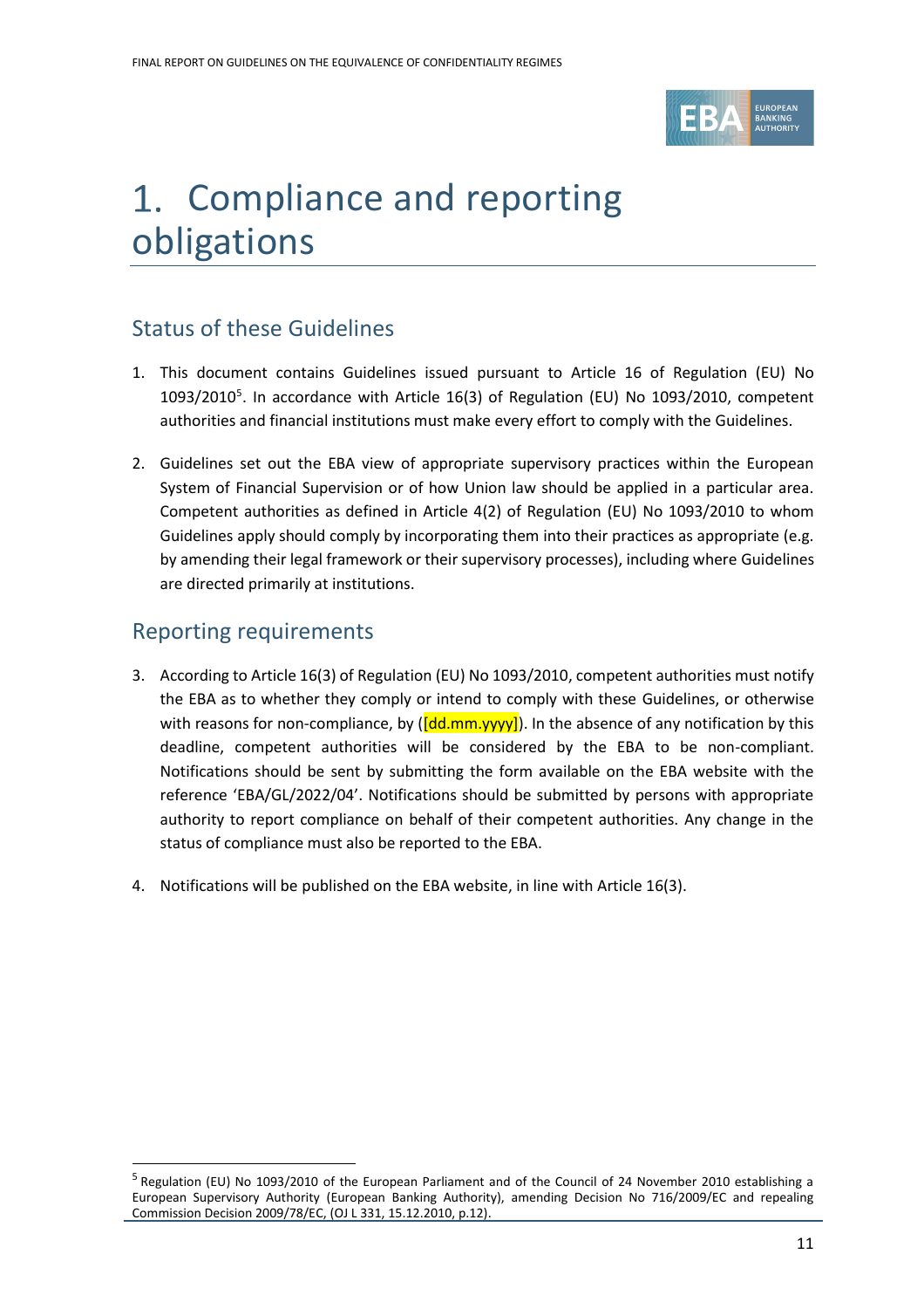# 1. Compliance and reporting obligations

## Status of these Guidelines

1. This document contains Guidelines issued pursuant to Article 16 of Regulation (EU) No 1093/2010[5]. In accordance with Article 16(3) of Regulation (EU) No 1093/2010, competent authorities and financial institutions must make every effort to comply with the Guidelines.

2. Guidelines set out the EBA view of appropriate supervisory practices within the European System of Financial Supervision or of how Union law should be applied in a particular area. Competent authorities as defined in Article 4(2) of Regulation (EU) No 1093/2010 to whom Guidelines apply should comply by incorporating them into their practices as appropriate (e.g. by amending their legal framework or their supervisory processes), including where Guidelines are directed primarily at institutions.

## Reporting requirements

3. According to Article 16(3) of Regulation (EU) No 1093/2010, competent authorities must notify the EBA as to whether they comply or intend to comply with these Guidelines, or otherwise with reasons for non-compliance, by ([dd.mm.yyyy]). In the absence of any notification by this deadline, competent authorities will be considered by the EBA to be non-compliant. Notifications should be sent by submitting the form available on the EBA website with the reference 'EBA/GL/2022/04'. Notifications should be submitted by persons with appropriate authority to report compliance on behalf of their competent authorities. Any change in the status of compliance must also be reported to the EBA.

4. Notifications will be published on the EBA website, in line with Article 16(3).

[5] Regulation (EU) No 1093/2010 of the European Parliament and of the Council of 24 November 2010 establishing a European Supervisory Authority (European Banking Authority), amending Decision No 716/2009/EC and repealing Commission Decision 2009/78/EC, (OJ L 331, 15.12.2010, p.12).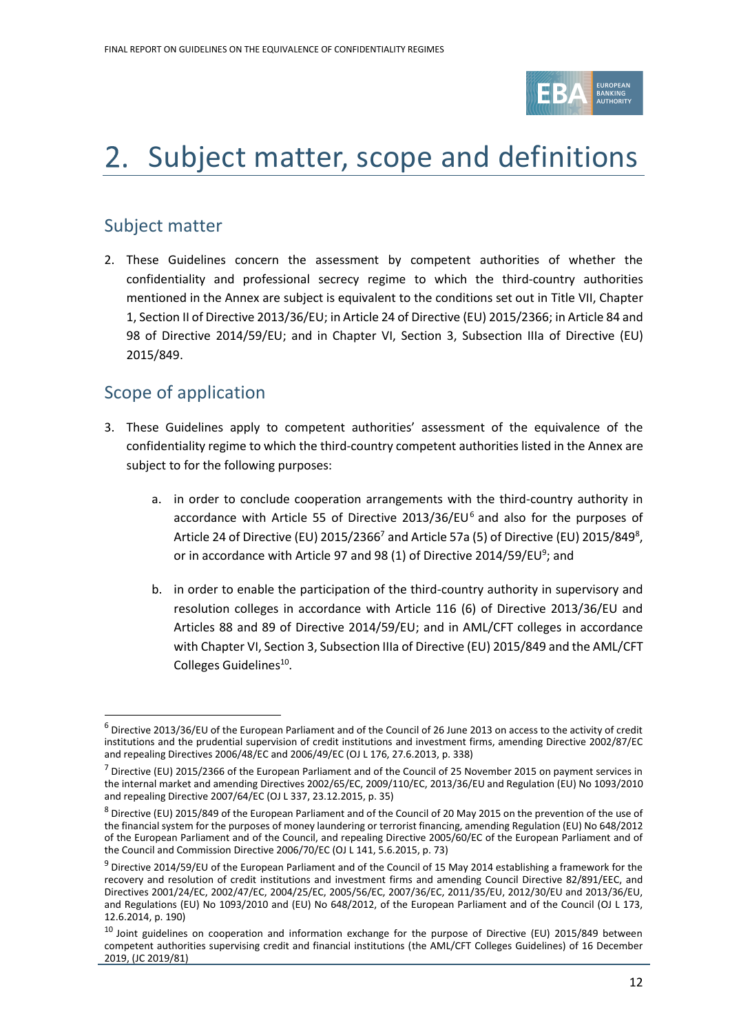# 2. Subject matter, scope and definitions

## Subject matter

2. These Guidelines concern the assessment by competent authorities of whether the confidentiality and professional secrecy regime to which the third-country authorities mentioned in the Annex are subject is equivalent to the conditions set out in Title VII, Chapter 1, Section II of Directive 2013/36/EU; in Article 24 of Directive (EU) 2015/2366; in Article 84 and 98 of Directive 2014/59/EU; and in Chapter VI, Section 3, Subsection IIIa of Directive (EU) 2015/849.

## Scope of application

3. These Guidelines apply to competent authorities' assessment of the equivalence of the confidentiality regime to which the third-country competent authorities listed in the Annex are subject to for the following purposes:

   a. in order to conclude cooperation arrangements with the third-country authority in accordance with Article 55 of Directive 2013/36/EU[6] and also for the purposes of Article 24 of Directive (EU) 2015/2366[7] and Article 57a (5) of Directive (EU) 2015/849[8], or in accordance with Article 97 and 98 (1) of Directive 2014/59/EU[9]; and

   b. in order to enable the participation of the third-country authority in supervisory and resolution colleges in accordance with Article 116 (6) of Directive 2013/36/EU and Articles 88 and 89 of Directive 2014/59/EU; and in AML/CFT colleges in accordance with Chapter VI, Section 3, Subsection IIIa of Directive (EU) 2015/849 and the AML/CFT Colleges Guidelines[10].

---

[6] Directive 2013/36/EU of the European Parliament and of the Council of 26 June 2013 on access to the activity of credit institutions and the prudential supervision of credit institutions and investment firms, amending Directive 2002/87/EC and repealing Directives 2006/48/EC and 2006/49/EC (OJ L 176, 27.6.2013, p. 338)

[7] Directive (EU) 2015/2366 of the European Parliament and of the Council of 25 November 2015 on payment services in the internal market and amending Directives 2002/65/EC, 2009/110/EC, 2013/36/EU and Regulation (EU) No 1093/2010 and repealing Directive 2007/64/EC (OJ L 337, 23.12.2015, p. 35)

[8] Directive (EU) 2015/849 of the European Parliament and of the Council of 20 May 2015 on the prevention of the use of the financial system for the purposes of money laundering or terrorist financing, amending Regulation (EU) No 648/2012 of the European Parliament and of the Council, and repealing Directive 2005/60/EC of the European Parliament and of the Council and Commission Directive 2006/70/EC (OJ L 141, 5.6.2015, p. 73)

[9] Directive 2014/59/EU of the European Parliament and of the Council of 15 May 2014 establishing a framework for the recovery and resolution of credit institutions and investment firms and amending Council Directive 82/891/EEC, and Directives 2001/24/EC, 2002/47/EC, 2004/25/EC, 2005/56/EC, 2007/36/EC, 2011/35/EU, 2012/30/EU and 2013/36/EU, and Regulations (EU) No 1093/2010 and (EU) No 648/2012, of the European Parliament and of the Council (OJ L 173, 12.6.2014, p. 190)

[10] Joint guidelines on cooperation and information exchange for the purpose of Directive (EU) 2015/849 between competent authorities supervising credit and financial institutions (the AML/CFT Colleges Guidelines) of 16 December 2019, (JC 2019/81)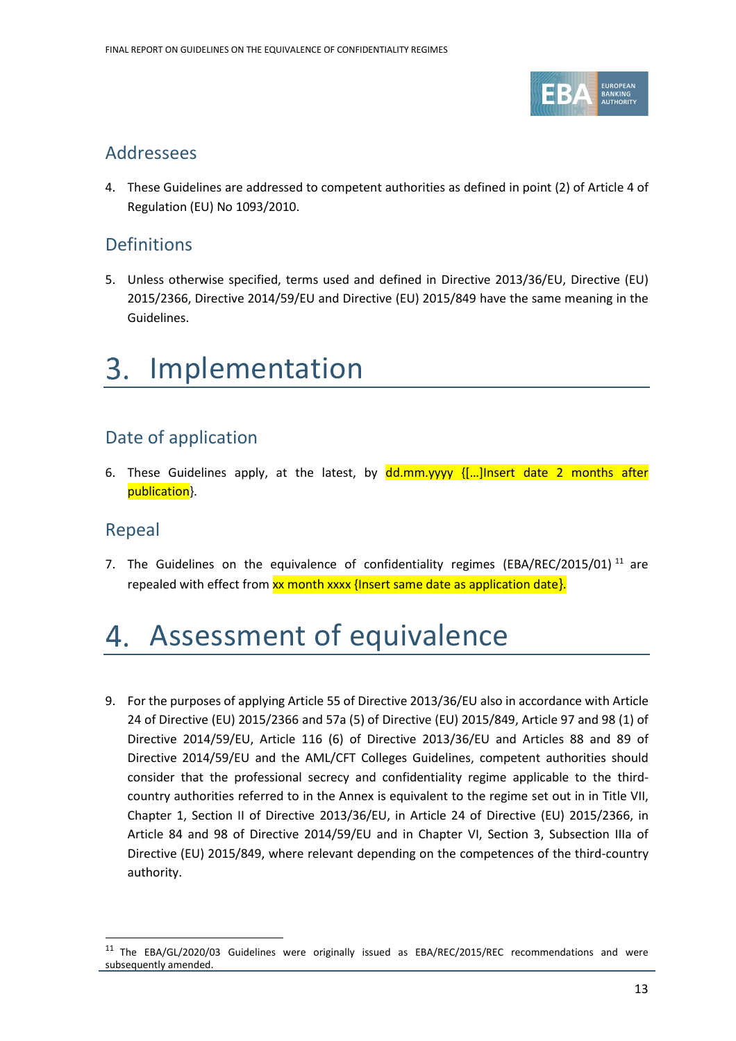## Addressees

4. These Guidelines are addressed to competent authorities as defined in point (2) of Article 4 of Regulation (EU) No 1093/2010.

## Definitions

5. Unless otherwise specified, terms used and defined in Directive 2013/36/EU, Directive (EU) 2015/2366, Directive 2014/59/EU and Directive (EU) 2015/849 have the same meaning in the Guidelines.

# 3. Implementation

## Date of application

6. These Guidelines apply, at the latest, by dd.mm.yyyy {[…]Insert date 2 months after publication}.

## Repeal

7. The Guidelines on the equivalence of confidentiality regimes (EBA/REC/2015/01) [11] are repealed with effect from xx month xxxx {Insert same date as application date}.

# 4. Assessment of equivalence

9. For the purposes of applying Article 55 of Directive 2013/36/EU also in accordance with Article 24 of Directive (EU) 2015/2366 and 57a (5) of Directive (EU) 2015/849, Article 97 and 98 (1) of Directive 2014/59/EU, Article 116 (6) of Directive 2013/36/EU and Articles 88 and 89 of Directive 2014/59/EU and the AML/CFT Colleges Guidelines, competent authorities should consider that the professional secrecy and confidentiality regime applicable to the third-country authorities referred to in the Annex is equivalent to the regime set out in in Title VII, Chapter 1, Section II of Directive 2013/36/EU, in Article 24 of Directive (EU) 2015/2366, in Article 84 and 98 of Directive 2014/59/EU and in Chapter VI, Section 3, Subsection IIIa of Directive (EU) 2015/849, where relevant depending on the competences of the third-country authority.

[11] The EBA/GL/2020/03 Guidelines were originally issued as EBA/REC/2015/REC recommendations and were subsequently amended.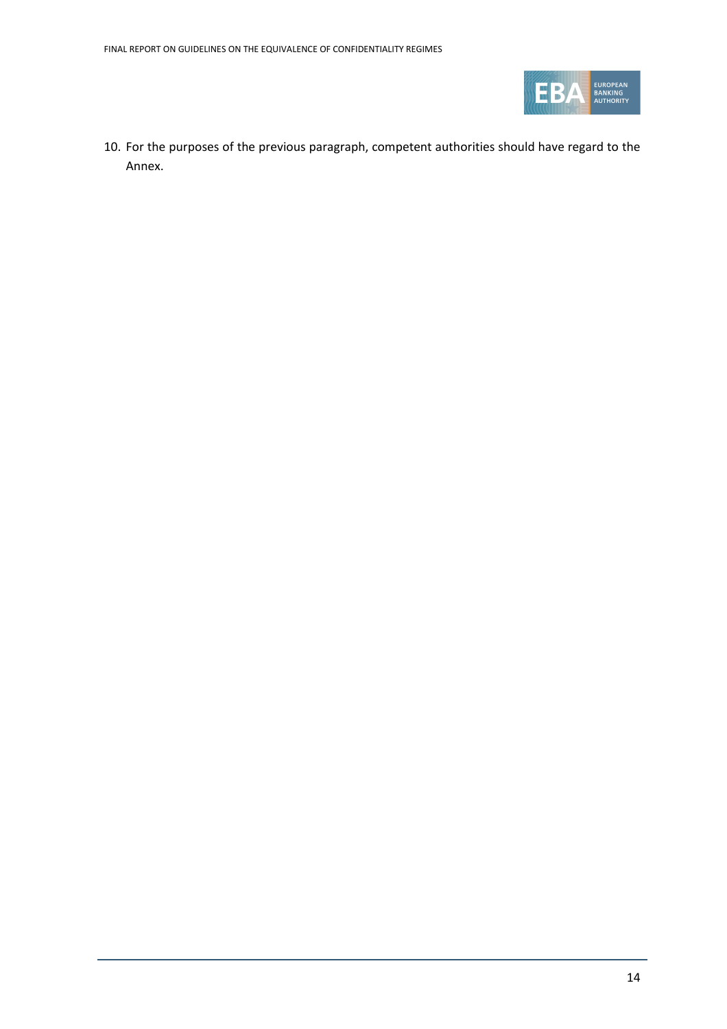10. For the purposes of the previous paragraph, competent authorities should have regard to the Annex.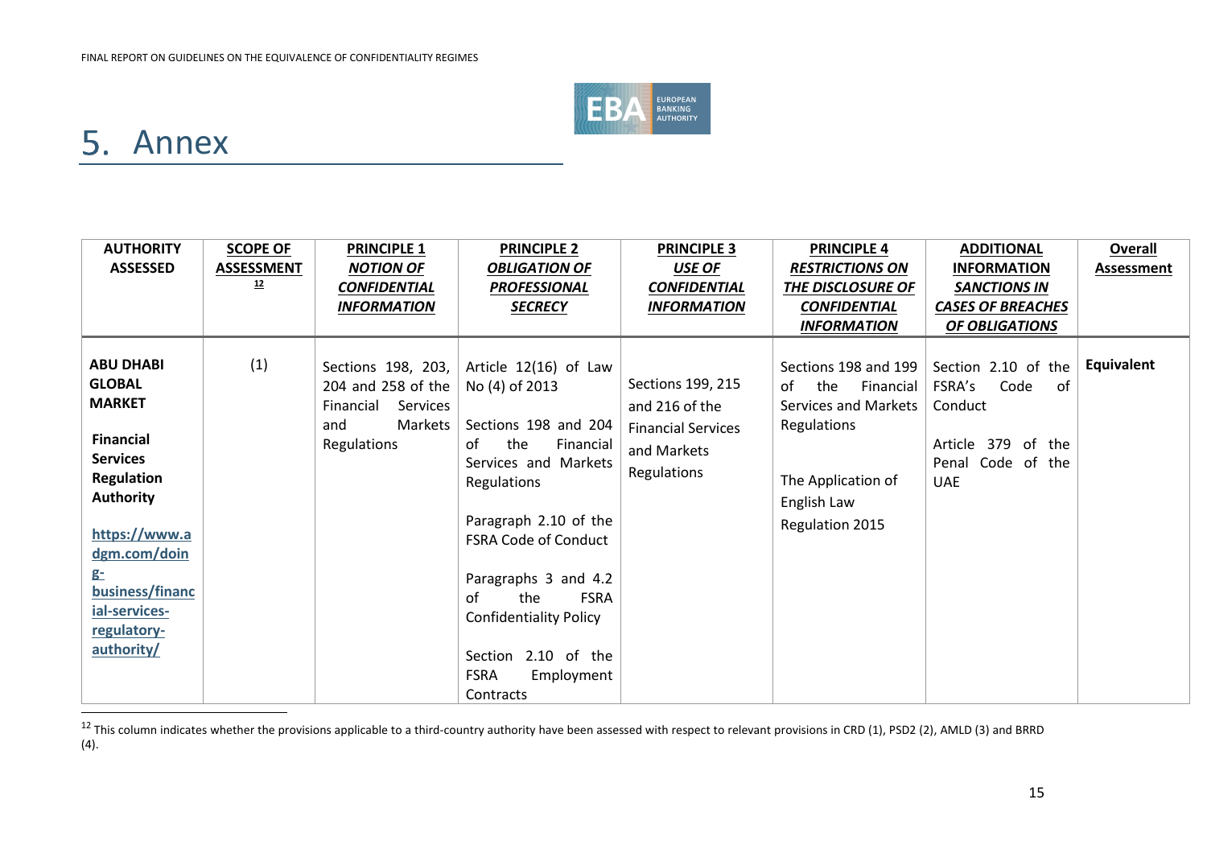# 5. Annex

| AUTHORITY ASSESSED | SCOPE OF ASSESSMENT [12] | PRINCIPLE 1 *NOTION OF CONFIDENTIAL INFORMATION* | PRINCIPLE 2 *OBLIGATION OF PROFESSIONAL SECRECY* | PRINCIPLE 3 *USE OF CONFIDENTIAL INFORMATION* | PRINCIPLE 4 *RESTRICTIONS ON THE DISCLOSURE OF CONFIDENTIAL INFORMATION* | ADDITIONAL INFORMATION *SANCTIONS IN CASES OF BREACHES OF OBLIGATIONS* | Overall Assessment |
|---|---|---|---|---|---|---|---|
| **ABU DHABI GLOBAL MARKET**<br><br>**Financial Services Regulation Authority**<br><br>https://www.adgm.com/doing-business/financial-services-regulatory-authority/ | (1) | Sections 198, 203, 204 and 258 of the Financial Services and Markets Regulations | Article 12(16) of Law No (4) of 2013<br><br>Sections 198 and 204 of the Financial Services and Markets Regulations<br><br>Paragraph 2.10 of the FSRA Code of Conduct<br><br>Paragraphs 3 and 4.2 of the FSRA Confidentiality Policy<br><br>Section 2.10 of the FSRA Employment Contracts | Sections 199, 215 and 216 of the Financial Services and Markets Regulations | Sections 198 and 199 of the Financial Services and Markets Regulations<br><br>The Application of English Law Regulation 2015 | Section 2.10 of the FSRA's Code of Conduct<br><br>Article 379 of the Penal Code of the UAE | **Equivalent** |

[12] This column indicates whether the provisions applicable to a third-country authority have been assessed with respect to relevant provisions in CRD (1), PSD2 (2), AMLD (3) and BRRD (4).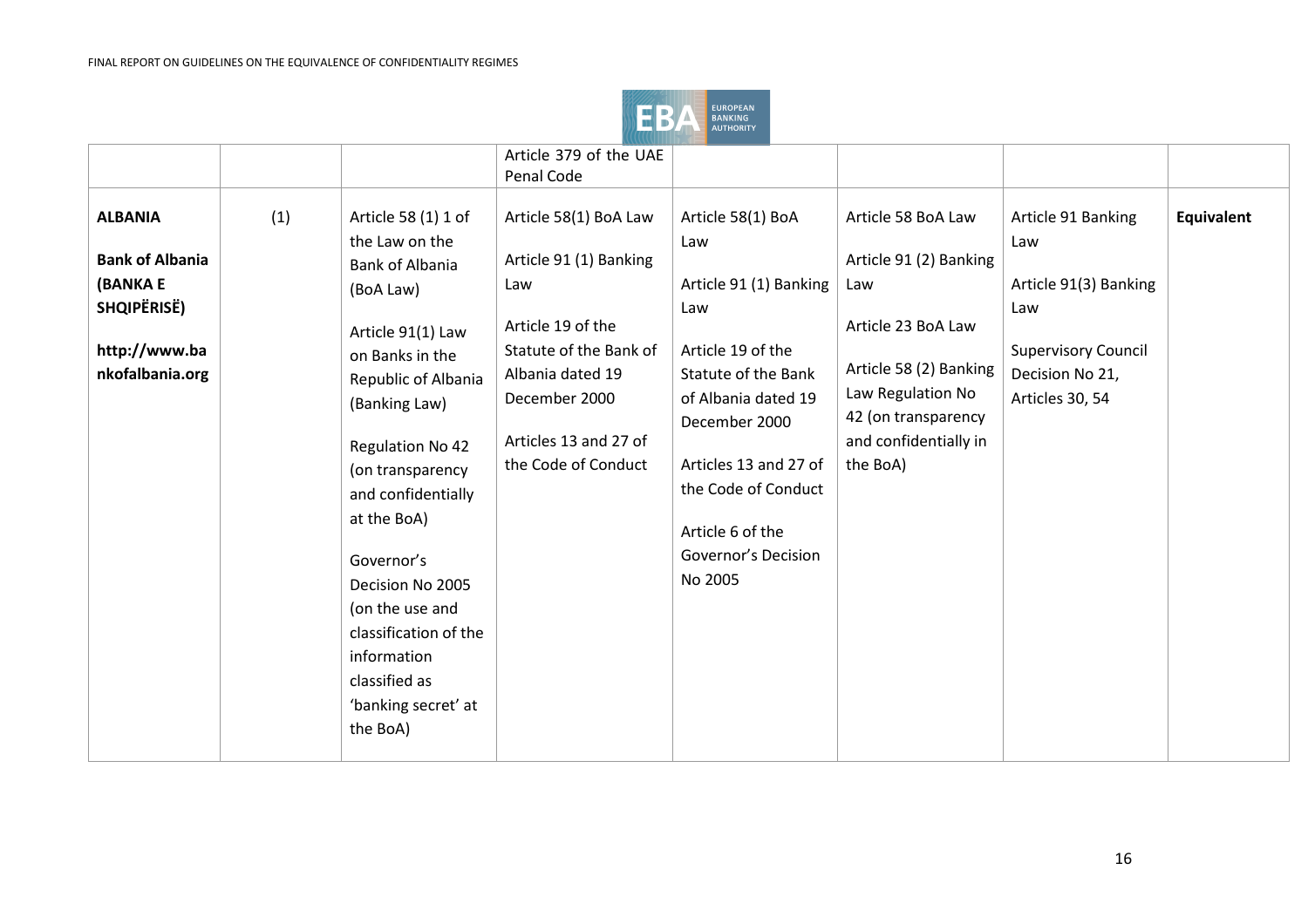| | | | | | | | |
|---|---|---|---|---|---|---|---|
| | | | Article 379 of the UAE Penal Code | | | | |
| **ALBANIA**<br><br>**Bank of Albania (BANKA E SHQIPËRISË)**<br><br>**http://www.bankofalbania.org** | (1) | Article 58 (1) 1 of the Law on the Bank of Albania (BoA Law)<br><br>Article 91(1) Law on Banks in the Republic of Albania (Banking Law)<br><br>Regulation No 42 (on transparency and confidentially at the BoA)<br><br>Governor's Decision No 2005 (on the use and classification of the information classified as 'banking secret' at the BoA) | Article 58(1) BoA Law<br><br>Article 91 (1) Banking Law<br><br>Article 19 of the Statute of the Bank of Albania dated 19 December 2000<br><br>Articles 13 and 27 of the Code of Conduct | Article 58(1) BoA Law<br><br>Article 91 (1) Banking Law<br><br>Article 19 of the Statute of the Bank of Albania dated 19 December 2000<br><br>Articles 13 and 27 of the Code of Conduct<br><br>Article 6 of the Governor's Decision No 2005 | Article 58 BoA Law<br><br>Article 91 (2) Banking Law<br><br>Article 23 BoA Law<br><br>Article 58 (2) Banking Law Regulation No 42 (on transparency and confidentially in the BoA) | Article 91 Banking Law<br><br>Article 91(3) Banking Law<br><br>Supervisory Council Decision No 21, Articles 30, 54 | **Equivalent** |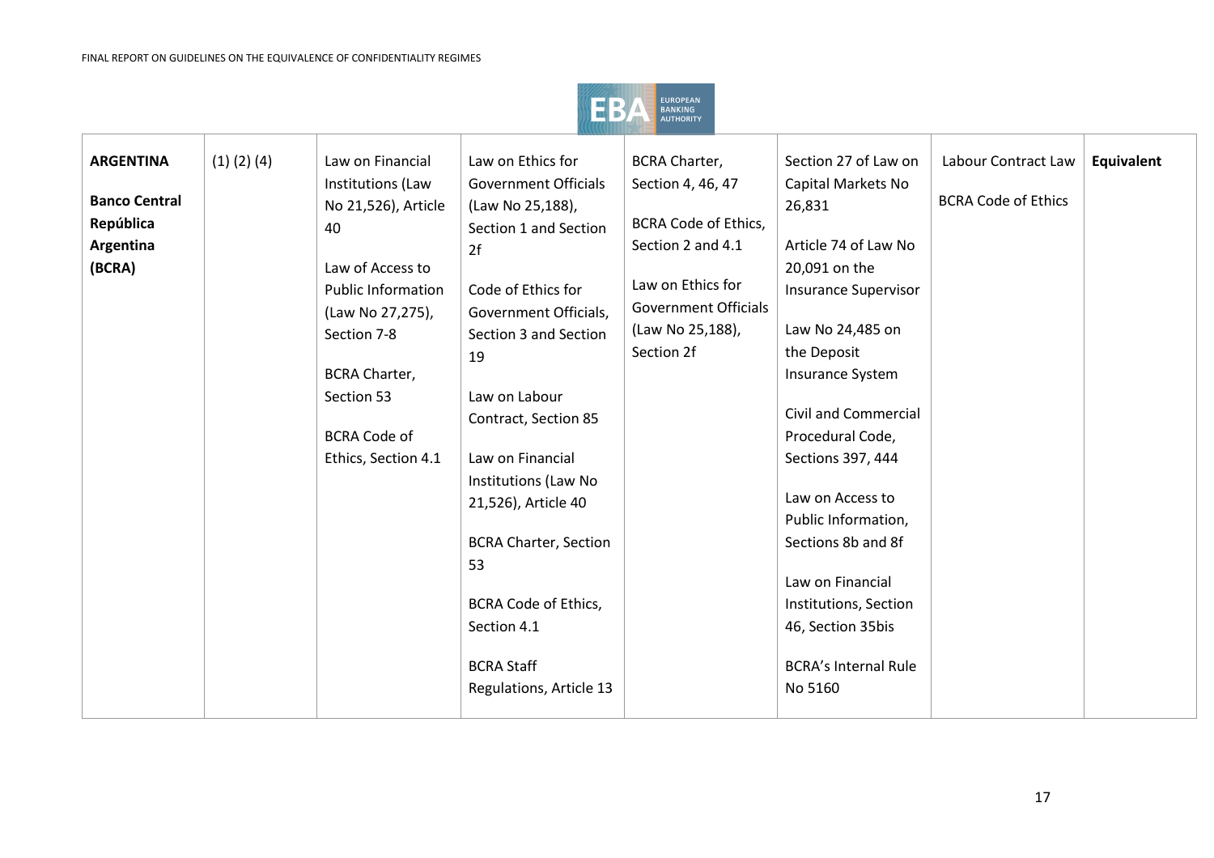| | | | | | | | |
|---|---|---|---|---|---|---|---|
| **ARGENTINA**<br><br>**Banco Central República Argentina (BCRA)** | (1) (2) (4) | Law on Financial Institutions (Law No 21,526), Article 40<br><br>Law of Access to Public Information (Law No 27,275), Section 7-8<br><br>BCRA Charter, Section 53<br><br>BCRA Code of Ethics, Section 4.1 | Law on Ethics for Government Officials (Law No 25,188), Section 1 and Section 2f<br><br>Code of Ethics for Government Officials, Section 3 and Section 19<br><br>Law on Labour Contract, Section 85<br><br>Law on Financial Institutions (Law No 21,526), Article 40<br><br>BCRA Charter, Section 53<br><br>BCRA Code of Ethics, Section 4.1<br><br>BCRA Staff Regulations, Article 13 | BCRA Charter, Section 4, 46, 47<br><br>BCRA Code of Ethics, Section 2 and 4.1<br><br>Law on Ethics for Government Officials (Law No 25,188), Section 2f | Section 27 of Law on Capital Markets No 26,831<br><br>Article 74 of Law No 20,091 on the Insurance Supervisor<br><br>Law No 24,485 on the Deposit Insurance System<br><br>Civil and Commercial Procedural Code, Sections 397, 444<br><br>Law on Access to Public Information, Sections 8b and 8f<br><br>Law on Financial Institutions, Section 46, Section 35bis<br><br>BCRA's Internal Rule No 5160 | Labour Contract Law<br><br>BCRA Code of Ethics | **Equivalent** |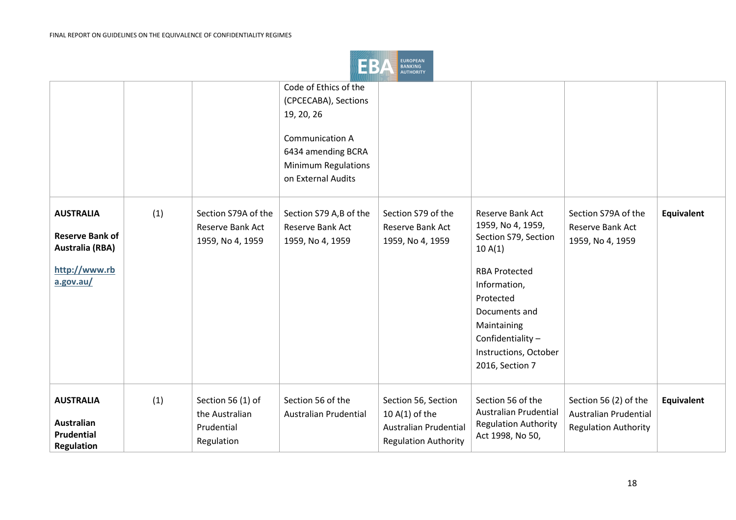| | | | | | | | |
|---|---|---|---|---|---|---|---|
| | | | Code of Ethics of the (CPCECABA), Sections 19, 20, 26<br><br>Communication A 6434 amending BCRA Minimum Regulations on External Audits | | | | |
| **AUSTRALIA**<br><br>**Reserve Bank of Australia (RBA)**<br><br>**http://www.rba.gov.au/** | (1) | Section S79A of the Reserve Bank Act 1959, No 4, 1959 | Section S79 A,B of the Reserve Bank Act 1959, No 4, 1959 | Section S79 of the Reserve Bank Act 1959, No 4, 1959 | Reserve Bank Act 1959, No 4, 1959, Section S79, Section 10 A(1)<br><br>RBA Protected Information, Protected Documents and Maintaining Confidentiality – Instructions, October 2016, Section 7 | Section S79A of the Reserve Bank Act 1959, No 4, 1959 | **Equivalent** |
| **AUSTRALIA**<br><br>**Australian Prudential Regulation** | (1) | Section 56 (1) of the Australian Prudential Regulation | Section 56 of the Australian Prudential | Section 56, Section 10 A(1) of the Australian Prudential Regulation Authority | Section 56 of the Australian Prudential Regulation Authority Act 1998, No 50, | Section 56 (2) of the Australian Prudential Regulation Authority | **Equivalent** |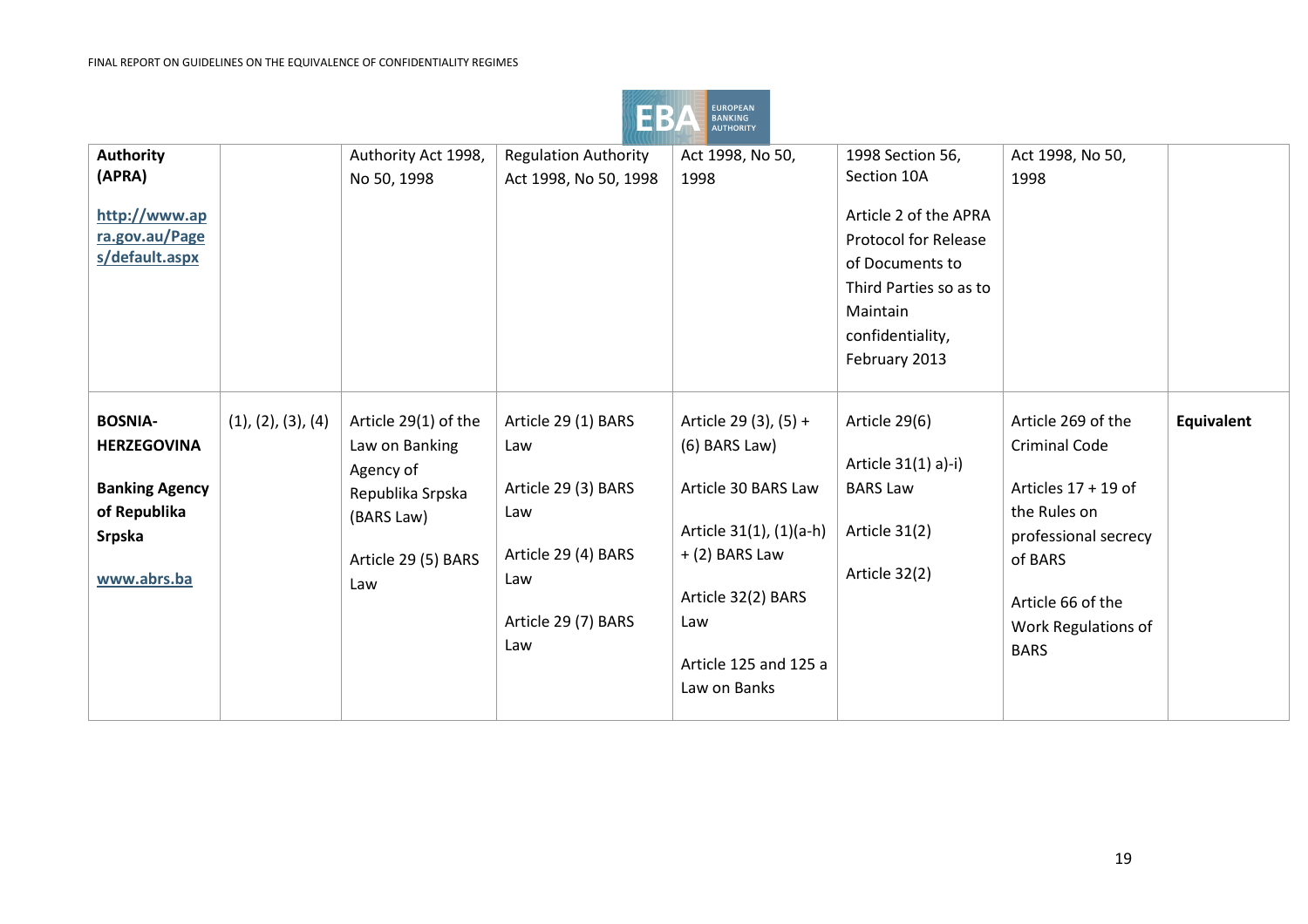| | | | | | | | |
|---|---|---|---|---|---|---|---|
| **Authority (APRA)** <br><br> **http://www.apra.gov.au/Pages/default.aspx** | | Authority Act 1998, No 50, 1998 | Regulation Authority Act 1998, No 50, 1998 | Act 1998, No 50, 1998 | 1998 Section 56, Section 10A <br><br> Article 2 of the APRA Protocol for Release of Documents to Third Parties so as to Maintain confidentiality, February 2013 | Act 1998, No 50, 1998 | |
| **BOSNIA-HERZEGOVINA** <br><br> **Banking Agency of Republika Srpska** <br><br> **www.abrs.ba** | (1), (2), (3), (4) | Article 29(1) of the Law on Banking Agency of Republika Srpska (BARS Law) <br><br> Article 29 (5) BARS Law | Article 29 (1) BARS Law <br><br> Article 29 (3) BARS Law <br><br> Article 29 (4) BARS Law <br><br> Article 29 (7) BARS Law | Article 29 (3), (5) + (6) BARS Law) <br><br> Article 30 BARS Law <br><br> Article 31(1), (1)(a-h) + (2) BARS Law <br><br> Article 32(2) BARS Law <br><br> Article 125 and 125 a Law on Banks | Article 29(6) <br><br> Article 31(1) a)-i) BARS Law <br><br> Article 31(2) <br><br> Article 32(2) | Article 269 of the Criminal Code <br><br> Articles 17 + 19 of the Rules on professional secrecy of BARS <br><br> Article 66 of the Work Regulations of BARS | **Equivalent** |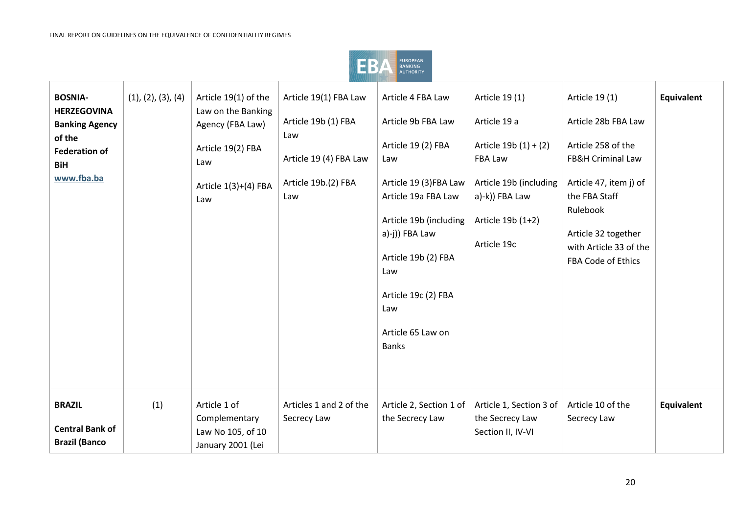| | | | | | | | |
|---|---|---|---|---|---|---|---|
| **BOSNIA-HERZEGOVINA Banking Agency of the Federation of BiH** [www.fba.ba](http://www.fba.ba) | (1), (2), (3), (4) | Article 19(1) of the Law on the Banking Agency (FBA Law)<br><br>Article 19(2) FBA Law<br><br>Article 1(3)+(4) FBA Law | Article 19(1) FBA Law<br><br>Article 19b (1) FBA Law<br><br>Article 19 (4) FBA Law<br><br>Article 19b.(2) FBA Law | Article 4 FBA Law<br><br>Article 9b FBA Law<br><br>Article 19 (2) FBA Law<br><br>Article 19 (3)FBA Law Article 19a FBA Law<br><br>Article 19b (including a)-j)) FBA Law<br><br>Article 19b (2) FBA Law<br><br>Article 19c (2) FBA Law<br><br>Article 65 Law on Banks | Article 19 (1)<br><br>Article 19 a<br><br>Article 19b (1) + (2) FBA Law<br><br>Article 19b (including a)-k)) FBA Law<br><br>Article 19b (1+2)<br><br>Article 19c | Article 19 (1)<br><br>Article 28b FBA Law<br><br>Article 258 of the FB&H Criminal Law<br><br>Article 47, item j) of the FBA Staff Rulebook<br><br>Article 32 together with Article 33 of the FBA Code of Ethics | **Equivalent** |
| **BRAZIL**<br><br>**Central Bank of Brazil (Banco** | (1) | Article 1 of Complementary Law No 105, of 10 January 2001 (Lei | Articles 1 and 2 of the Secrecy Law | Article 2, Section 1 of the Secrecy Law | Article 1, Section 3 of the Secrecy Law Section II, IV-VI | Article 10 of the Secrecy Law | **Equivalent** |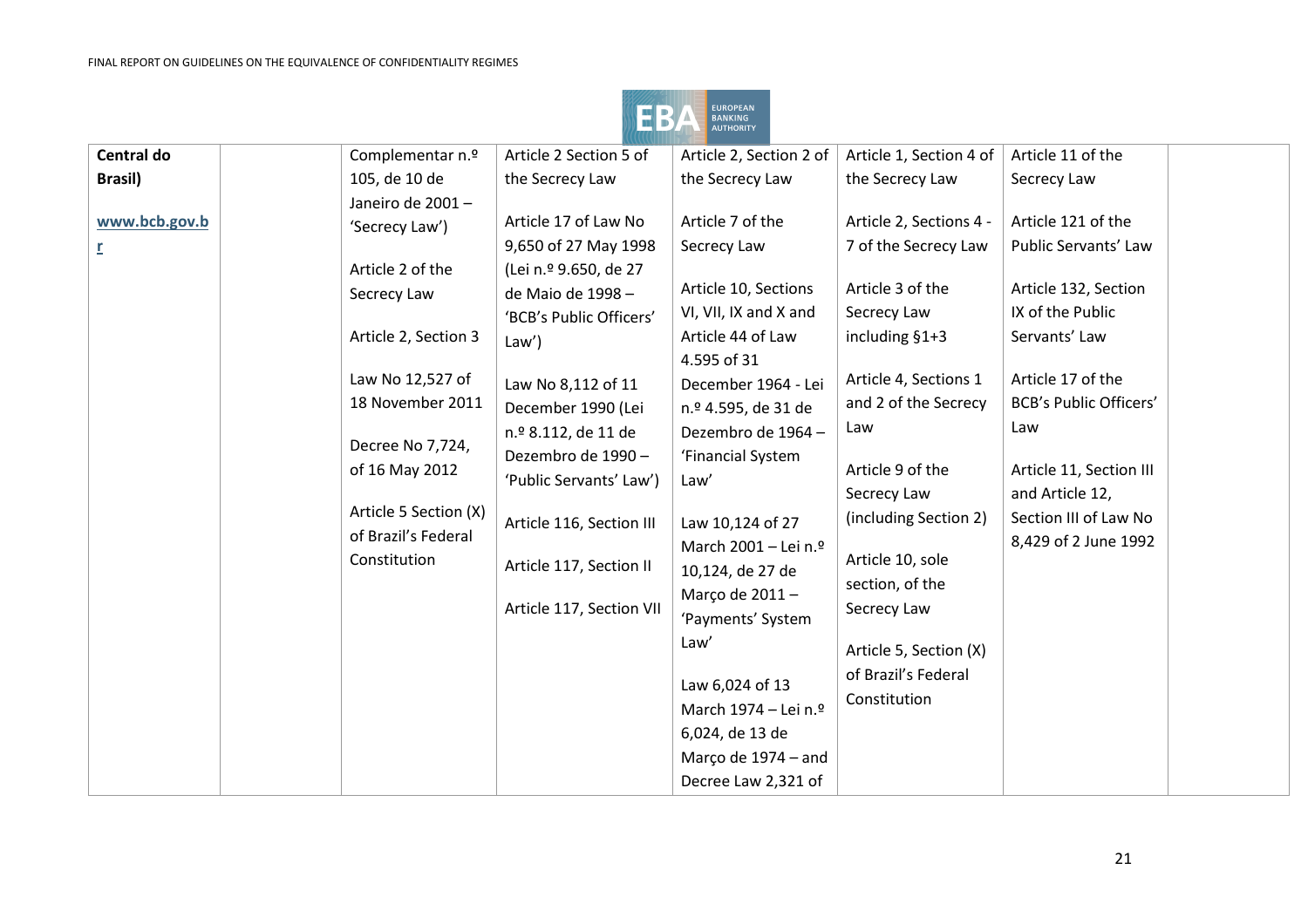| | | | | | | | |
|---|---|---|---|---|---|---|---|
| **Central do Brasil)**<br><br>www.bcb.gov.br | | Complementar n.º 105, de 10 de Janeiro de 2001 – 'Secrecy Law')<br><br>Article 2 of the Secrecy Law<br><br>Article 2, Section 3<br><br>Law No 12,527 of 18 November 2011<br><br>Decree No 7,724, of 16 May 2012<br><br>Article 5 Section (X) of Brazil's Federal Constitution | Article 2 Section 5 of the Secrecy Law<br><br>Article 17 of Law No 9,650 of 27 May 1998 (Lei n.º 9.650, de 27 de Maio de 1998 – 'BCB's Public Officers' Law')<br><br>Law No 8,112 of 11 December 1990 (Lei n.º 8.112, de 11 de Dezembro de 1990 – 'Public Servants' Law')<br><br>Article 116, Section III<br><br>Article 117, Section II<br><br>Article 117, Section VII | Article 2, Section 2 of the Secrecy Law<br><br>Article 7 of the Secrecy Law<br><br>Article 10, Sections VI, VII, IX and X and Article 44 of Law 4.595 of 31 December 1964 - Lei n.º 4.595, de 31 de Dezembro de 1964 – 'Financial System Law'<br><br>Law 10,124 of 27 March 2001 – Lei n.º 10,124, de 27 de Março de 2011 – 'Payments' System Law'<br><br>Law 6,024 of 13 March 1974 – Lei n.º 6,024, de 13 de Março de 1974 – and Decree Law 2,321 of | Article 1, Section 4 of the Secrecy Law<br><br>Article 2, Sections 4 - 7 of the Secrecy Law<br><br>Article 3 of the Secrecy Law including §1+3<br><br>Article 4, Sections 1 and 2 of the Secrecy Law<br><br>Article 9 of the Secrecy Law (including Section 2)<br><br>Article 10, sole section, of the Secrecy Law<br><br>Article 5, Section (X) of Brazil's Federal Constitution | Article 11 of the Secrecy Law<br><br>Article 121 of the Public Servants' Law<br><br>Article 132, Section IX of the Public Servants' Law<br><br>Article 17 of the BCB's Public Officers' Law<br><br>Article 11, Section III and Article 12, Section III of Law No 8,429 of 2 June 1992 | |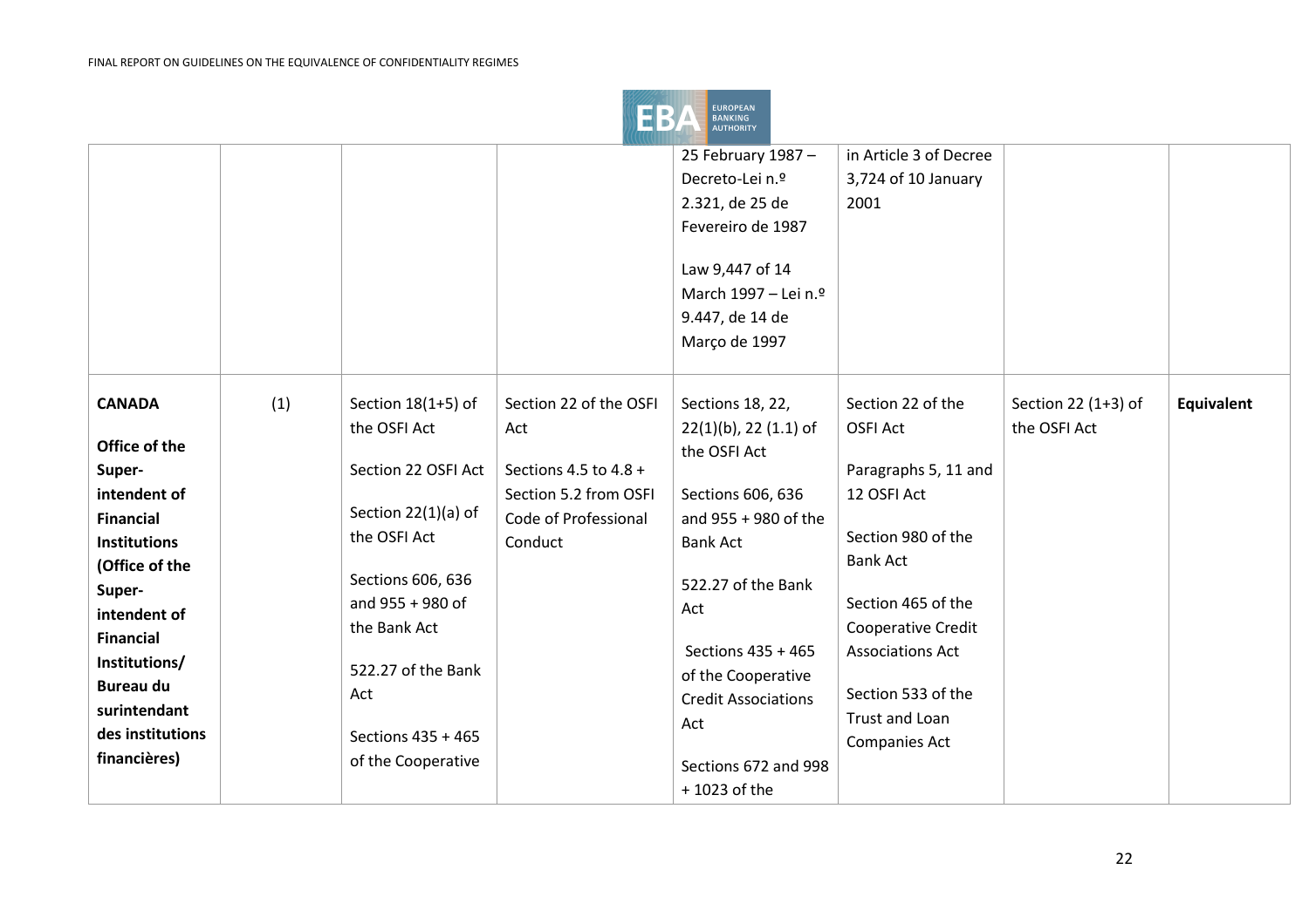| | | | | | | | |
|---|---|---|---|---|---|---|---|
| | | | | 25 February 1987 – Decreto-Lei n.º 2.321, de 25 de Fevereiro de 1987<br><br>Law 9,447 of 14 March 1997 – Lei n.º 9.447, de 14 de Março de 1997 | in Article 3 of Decree 3,724 of 10 January 2001 | | |
| **CANADA**<br><br>**Office of the Super-intendent of Financial Institutions (Office of the Super-intendent of Financial Institutions/ Bureau du surintendant des institutions financières)** | (1) | Section 18(1+5) of the OSFI Act<br><br>Section 22 OSFI Act<br><br>Section 22(1)(a) of the OSFI Act<br><br>Sections 606, 636 and 955 + 980 of the Bank Act<br><br>522.27 of the Bank Act<br><br>Sections 435 + 465 of the Cooperative | Section 22 of the OSFI Act<br><br>Sections 4.5 to 4.8 + Section 5.2 from OSFI Code of Professional Conduct | Sections 18, 22, 22(1)(b), 22 (1.1) of the OSFI Act<br><br>Sections 606, 636 and 955 + 980 of the Bank Act<br><br>522.27 of the Bank Act<br><br>Sections 435 + 465 of the Cooperative Credit Associations Act<br><br>Sections 672 and 998 + 1023 of the | Section 22 of the OSFI Act<br><br>Paragraphs 5, 11 and 12 OSFI Act<br><br>Section 980 of the Bank Act<br><br>Section 465 of the Cooperative Credit Associations Act<br><br>Section 533 of the Trust and Loan Companies Act | Section 22 (1+3) of the OSFI Act | **Equivalent** |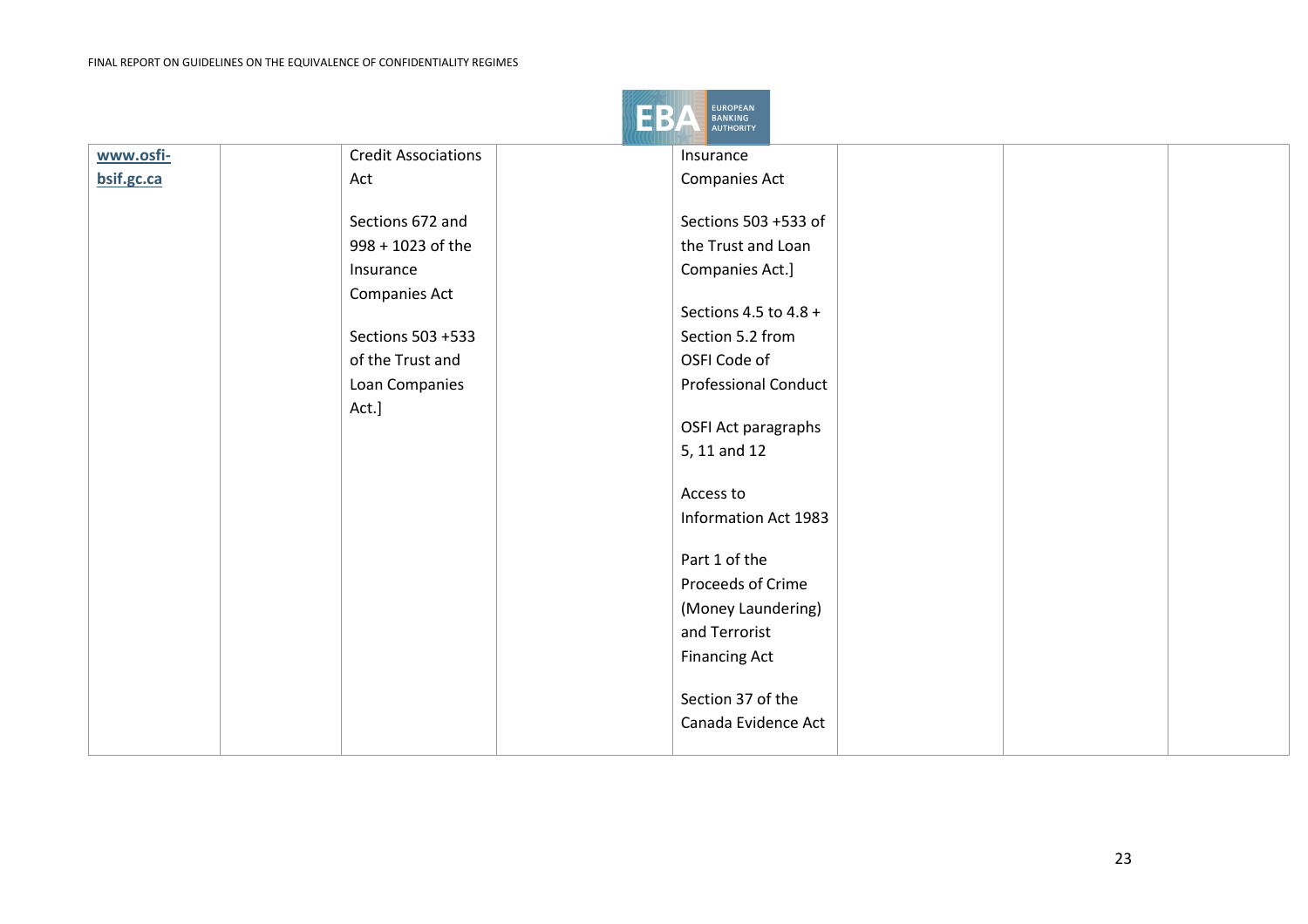| | | | | | | | |
|---|---|---|---|---|---|---|---|
| www.osfi-bsif.gc.ca | | Credit Associations Act<br><br>Sections 672 and 998 + 1023 of the Insurance Companies Act<br><br>Sections 503 +533 of the Trust and Loan Companies Act.] | | Insurance Companies Act<br><br>Sections 503 +533 of the Trust and Loan Companies Act.]<br><br>Sections 4.5 to 4.8 + Section 5.2 from OSFI Code of Professional Conduct<br><br>OSFI Act paragraphs 5, 11 and 12<br><br>Access to Information Act 1983<br><br>Part 1 of the Proceeds of Crime (Money Laundering) and Terrorist Financing Act<br><br>Section 37 of the Canada Evidence Act | | | |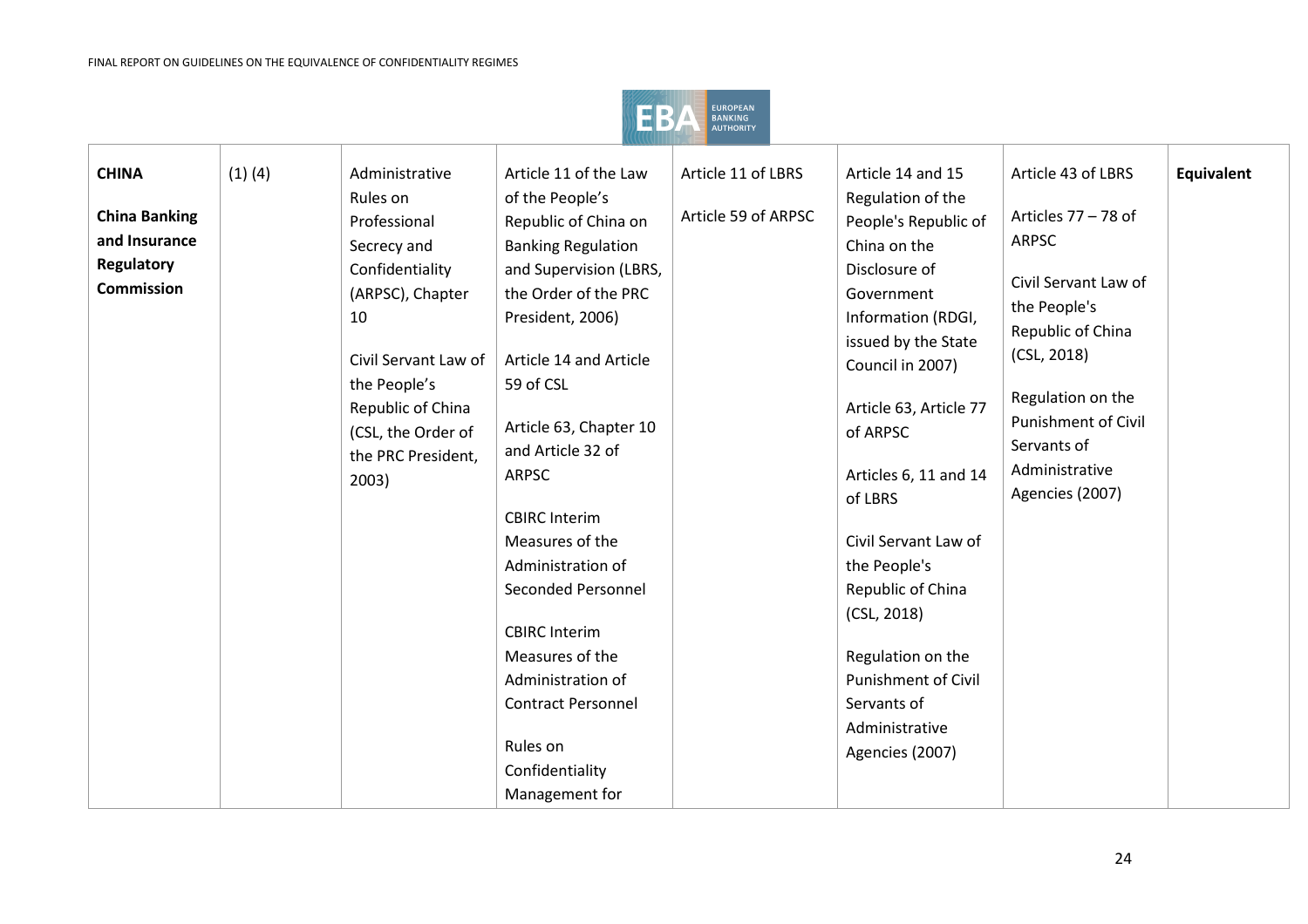| | | | | | | | |
|---|---|---|---|---|---|---|---|
| **CHINA**<br><br>**China Banking and Insurance Regulatory Commission** | (1) (4) | Administrative Rules on Professional Secrecy and Confidentiality (ARPSC), Chapter 10<br><br>Civil Servant Law of the People's Republic of China (CSL, the Order of the PRC President, 2003) | Article 11 of the Law of the People's Republic of China on Banking Regulation and Supervision (LBRS, the Order of the PRC President, 2006)<br><br>Article 14 and Article 59 of CSL<br><br>Article 63, Chapter 10 and Article 32 of ARPSC<br><br>CBIRC Interim Measures of the Administration of Seconded Personnel<br><br>CBIRC Interim Measures of the Administration of Contract Personnel<br><br>Rules on Confidentiality Management for | Article 11 of LBRS<br><br>Article 59 of ARPSC | Article 14 and 15 Regulation of the People's Republic of China on the Disclosure of Government Information (RDGI, issued by the State Council in 2007)<br><br>Article 63, Article 77 of ARPSC<br><br>Articles 6, 11 and 14 of LBRS<br><br>Civil Servant Law of the People's Republic of China (CSL, 2018)<br><br>Regulation on the Punishment of Civil Servants of Administrative Agencies (2007) | Article 43 of LBRS<br><br>Articles 77 – 78 of ARPSC<br><br>Civil Servant Law of the People's Republic of China (CSL, 2018)<br><br>Regulation on the Punishment of Civil Servants of Administrative Agencies (2007) | **Equivalent** |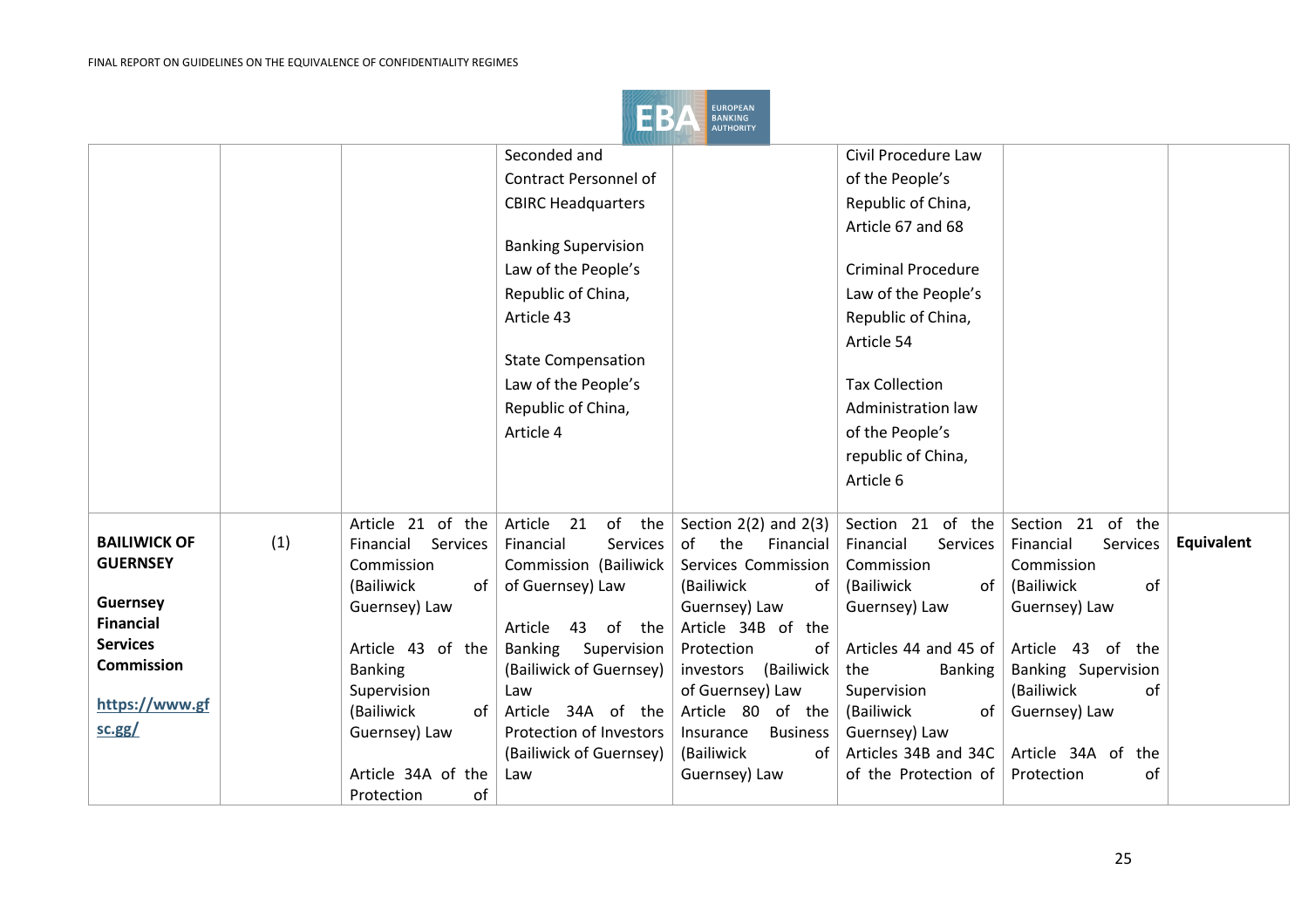| | | | | | | | |
|---|---|---|---|---|---|---|---|
| | | | Seconded and Contract Personnel of CBIRC Headquarters<br><br>Banking Supervision Law of the People's Republic of China, Article 43<br><br>State Compensation Law of the People's Republic of China, Article 4 | | Civil Procedure Law of the People's Republic of China, Article 67 and 68<br><br>Criminal Procedure Law of the People's Republic of China, Article 54<br><br>Tax Collection Administration law of the People's republic of China, Article 6 | | |
| **BAILIWICK OF GUERNSEY**<br><br>**Guernsey Financial Services Commission**<br><br>https://www.gfsc.gg/ | (1) | Article 21 of the Financial Services Commission (Bailiwick of Guernsey) Law<br><br>Article 43 of the Banking Supervision (Bailiwick of Guernsey) Law<br><br>Article 34A of the Protection of | Article 21 of the Financial Services Commission (Bailiwick of Guernsey) Law<br><br>Article 43 of the Banking Supervision (Bailiwick of Guernsey) Law<br>Article 34A of the Protection of Investors (Bailiwick of Guernsey) Law | Section 2(2) and 2(3) of the Financial Services Commission (Bailiwick of Guernsey) Law<br>Article 34B of the Protection of investors (Bailiwick of Guernsey) Law<br>Article 80 of the Insurance Business (Bailiwick of Guernsey) Law | Section 21 of the Financial Services Commission (Bailiwick of Guernsey) Law<br><br>Articles 44 and 45 of the Banking Supervision (Bailiwick of Guernsey) Law<br>Articles 34B and 34C of the Protection of | Section 21 of the Financial Services Commission (Bailiwick of Guernsey) Law<br><br>Article 43 of the Banking Supervision (Bailiwick of Guernsey) Law<br><br>Article 34A of the Protection of | **Equivalent** |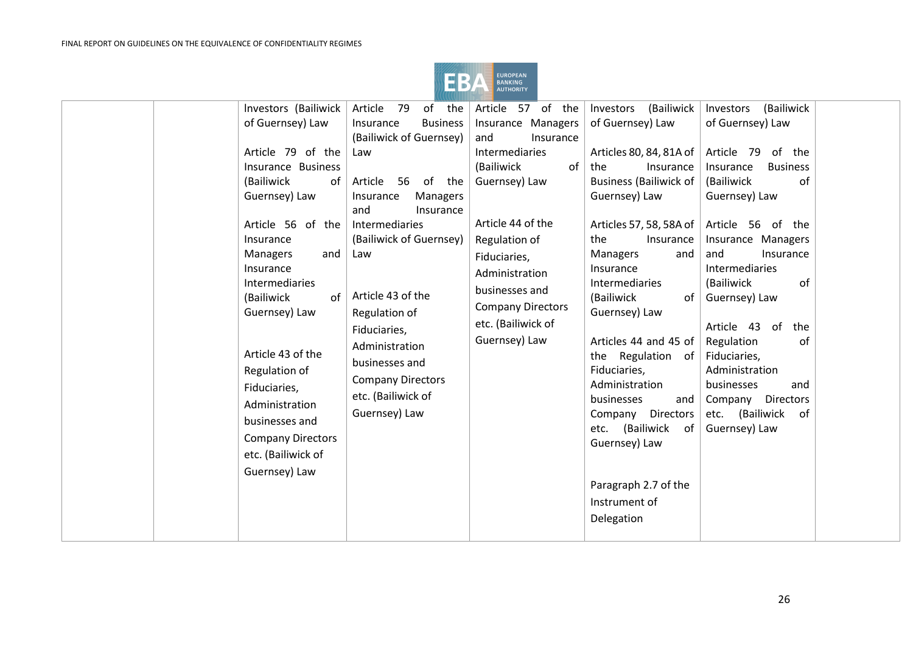| | | | | | | | |
|---|---|---|---|---|---|---|---|
| | | Investors (Bailiwick of Guernsey) Law<br><br>Article 79 of the Insurance Business (Bailiwick of Guernsey) Law<br><br>Article 56 of the Insurance Managers and Insurance Intermediaries (Bailiwick of Guernsey) Law<br><br>Article 43 of the Regulation of Fiduciaries, Administration businesses and Company Directors etc. (Bailiwick of Guernsey) Law | Article 79 of the Insurance Business (Bailiwick of Guernsey) Law<br><br>Article 56 of the Insurance Managers and Insurance Intermediaries (Bailiwick of Guernsey) Law<br><br>Article 43 of the Regulation of Fiduciaries, Administration businesses and Company Directors etc. (Bailiwick of Guernsey) Law | Article 57 of the Insurance Managers and Insurance Intermediaries (Bailiwick of Guernsey) Law<br><br>Article 44 of the Regulation of Fiduciaries, Administration businesses and Company Directors etc. (Bailiwick of Guernsey) Law | Investors (Bailiwick of Guernsey) Law<br><br>Articles 80, 84, 81A of the Insurance Business (Bailiwick of Guernsey) Law<br><br>Articles 57, 58, 58A of the Insurance Managers and Insurance Intermediaries (Bailiwick of Guernsey) Law<br><br>Articles 44 and 45 of the Regulation of Fiduciaries, Administration businesses and Company Directors etc. (Bailiwick of Guernsey) Law<br><br>Paragraph 2.7 of the Instrument of Delegation | Investors (Bailiwick of Guernsey) Law<br><br>Article 79 of the Insurance Business (Bailiwick of Guernsey) Law<br><br>Article 56 of the Insurance Managers and Insurance Intermediaries (Bailiwick of Guernsey) Law<br><br>Article 43 of the Regulation of Fiduciaries, Administration businesses and Company Directors etc. (Bailiwick of Guernsey) Law | |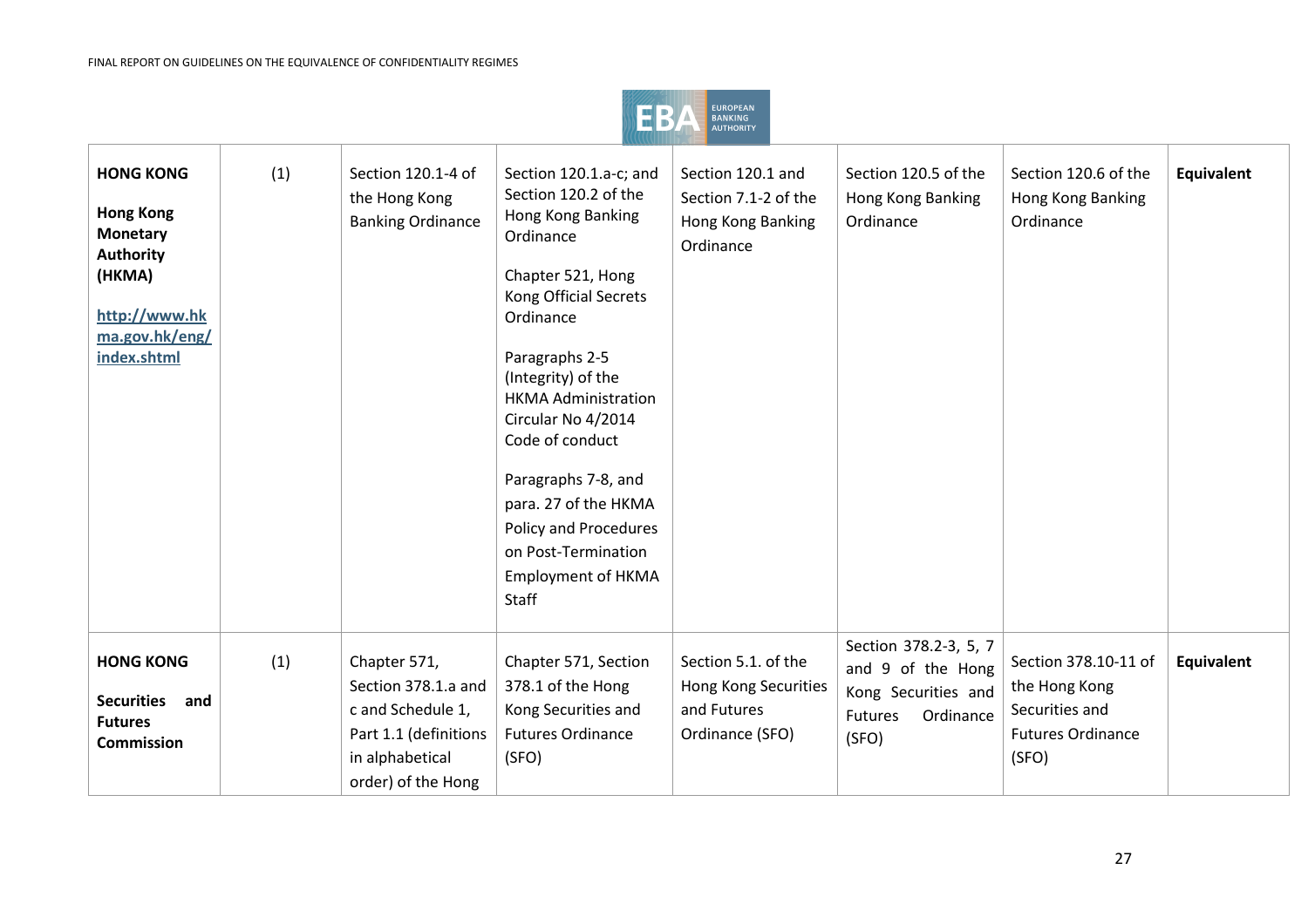| | | | | | | | |
|---|---|---|---|---|---|---|---|
| **HONG KONG**<br><br>**Hong Kong Monetary Authority (HKMA)**<br><br>**http://www.hkma.gov.hk/eng/index.shtml** | (1) | Section 120.1-4 of the Hong Kong Banking Ordinance | Section 120.1.a-c; and Section 120.2 of the Hong Kong Banking Ordinance<br><br>Chapter 521, Hong Kong Official Secrets Ordinance<br><br>Paragraphs 2-5 (Integrity) of the HKMA Administration Circular No 4/2014 Code of conduct<br><br>Paragraphs 7-8, and para. 27 of the HKMA Policy and Procedures on Post-Termination Employment of HKMA Staff | Section 120.1 and Section 7.1-2 of the Hong Kong Banking Ordinance | Section 120.5 of the Hong Kong Banking Ordinance | Section 120.6 of the Hong Kong Banking Ordinance | **Equivalent** |
| **HONG KONG**<br><br>**Securities and Futures Commission** | (1) | Chapter 571, Section 378.1.a and c and Schedule 1, Part 1.1 (definitions in alphabetical order) of the Hong | Chapter 571, Section 378.1 of the Hong Kong Securities and Futures Ordinance (SFO) | Section 5.1. of the Hong Kong Securities and Futures Ordinance (SFO) | Section 378.2-3, 5, 7 and 9 of the Hong Kong Securities and Futures Ordinance (SFO) | Section 378.10-11 of the Hong Kong Securities and Futures Ordinance (SFO) | **Equivalent** |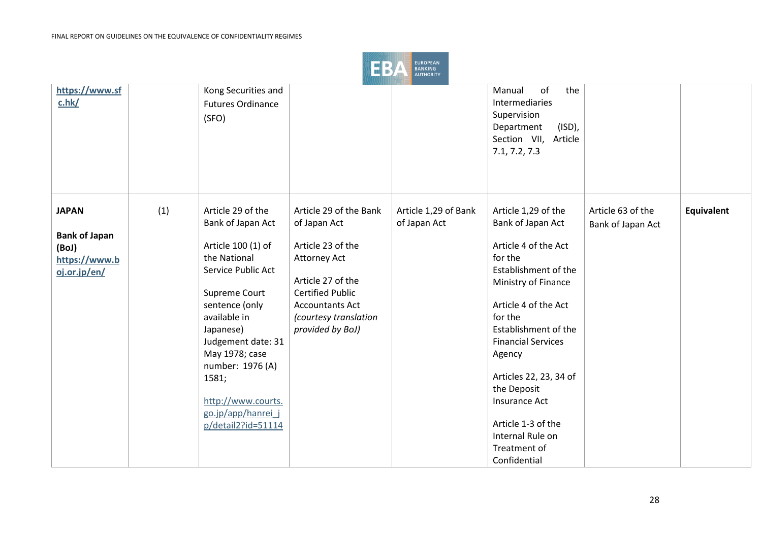| | | | | | | | |
|---|---|---|---|---|---|---|---|
| **https://www.sfc.hk/** | | Kong Securities and Futures Ordinance (SFO) | | | Manual of the Intermediaries Supervision Department (ISD), Section VII, Article 7.1, 7.2, 7.3 | | |
| **JAPAN**<br><br>**Bank of Japan (BoJ)**<br>**https://www.boj.or.jp/en/** | (1) | Article 29 of the Bank of Japan Act<br><br>Article 100 (1) of the National Service Public Act<br><br>Supreme Court sentence (only available in Japanese) Judgement date: 31 May 1978; case number: 1976 (A) 1581;<br><br>http://www.courts.go.jp/app/hanrei_jp/detail2?id=51114 | Article 29 of the Bank of Japan Act<br><br>Article 23 of the Attorney Act<br><br>Article 27 of the Certified Public Accountants Act<br>*(courtesy translation provided by BoJ)* | Article 1,29 of Bank of Japan Act | Article 1,29 of the Bank of Japan Act<br><br>Article 4 of the Act for the Establishment of the Ministry of Finance<br><br>Article 4 of the Act for the Establishment of the Financial Services Agency<br><br>Articles 22, 23, 34 of the Deposit Insurance Act<br><br>Article 1-3 of the Internal Rule on Treatment of Confidential | Article 63 of the Bank of Japan Act | **Equivalent** |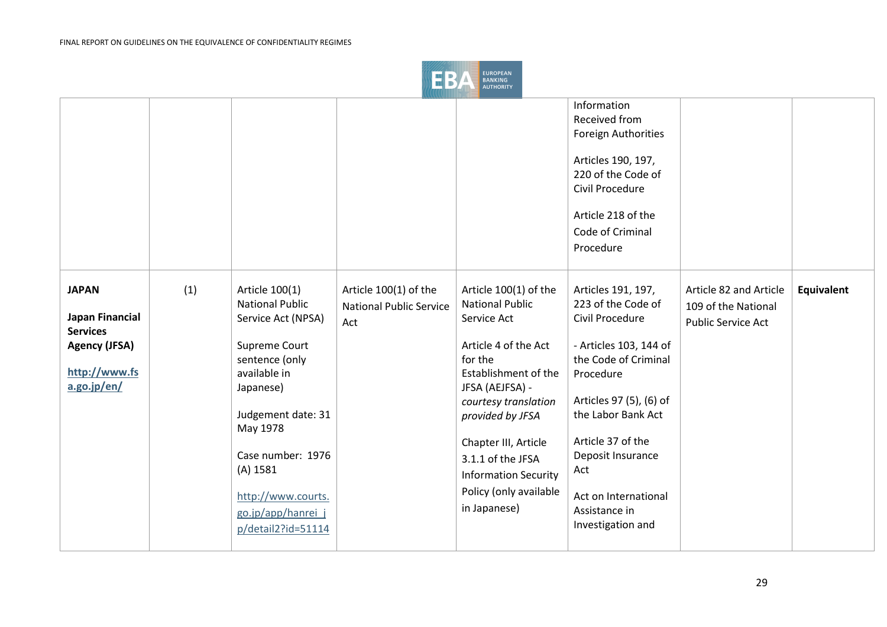| | | | | | | | |
|---|---|---|---|---|---|---|---|
| | | | | | Information Received from Foreign Authorities<br><br>Articles 190, 197, 220 of the Code of Civil Procedure<br><br>Article 218 of the Code of Criminal Procedure | | |
| **JAPAN**<br><br>**Japan Financial Services Agency (JFSA)**<br><br>**http://www.fsa.go.jp/en/** | (1) | Article 100(1) National Public Service Act (NPSA)<br><br>Supreme Court sentence (only available in Japanese)<br><br>Judgement date: 31 May 1978<br><br>Case number: 1976 (A) 1581<br><br>http://www.courts.go.jp/app/hanrei_jp/detail2?id=51114 | Article 100(1) of the National Public Service Act | Article 100(1) of the National Public Service Act<br><br>Article 4 of the Act for the Establishment of the JFSA (AEJFSA) - *courtesy translation provided by JFSA*<br><br>Chapter III, Article 3.1.1 of the JFSA Information Security Policy (only available in Japanese) | Articles 191, 197, 223 of the Code of Civil Procedure<br><br>- Articles 103, 144 of the Code of Criminal Procedure<br><br>Articles 97 (5), (6) of the Labor Bank Act<br><br>Article 37 of the Deposit Insurance Act<br><br>Act on International Assistance in Investigation and | Article 82 and Article 109 of the National Public Service Act | **Equivalent** |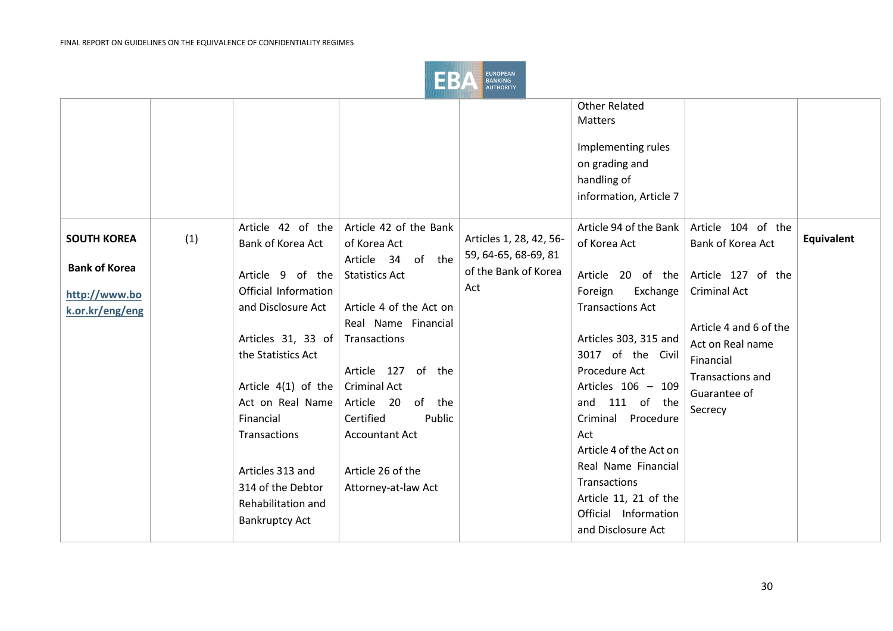| | | | | | | | |
|---|---|---|---|---|---|---|---|
| | | | | | Other Related Matters<br><br>Implementing rules on grading and handling of information, Article 7 | | |
| **SOUTH KOREA**<br><br>**Bank of Korea**<br><br>[http://www.bok.or.kr/eng/eng](http://www.bok.or.kr/eng/eng) | (1) | Article 42 of the Bank of Korea Act<br><br>Article 9 of the Official Information and Disclosure Act<br><br>Articles 31, 33 of the Statistics Act<br><br>Article 4(1) of the Act on Real Name Financial Transactions<br><br>Articles 313 and 314 of the Debtor Rehabilitation and Bankruptcy Act | Article 42 of the Bank of Korea Act<br>Article 34 of the Statistics Act<br><br>Article 4 of the Act on Real Name Financial Transactions<br><br>Article 127 of the Criminal Act<br>Article 20 of the Certified Public Accountant Act<br><br>Article 26 of the Attorney-at-law Act | Articles 1, 28, 42, 56-59, 64-65, 68-69, 81 of the Bank of Korea Act | Article 94 of the Bank of Korea Act<br><br>Article 20 of the Foreign Exchange Transactions Act<br><br>Articles 303, 315 and 3017 of the Civil Procedure Act<br>Articles 106 – 109 and 111 of the Criminal Procedure Act<br>Article 4 of the Act on Real Name Financial Transactions<br>Article 11, 21 of the Official Information and Disclosure Act | Article 104 of the Bank of Korea Act<br><br>Article 127 of the Criminal Act<br><br>Article 4 and 6 of the Act on Real name Financial Transactions and Guarantee of Secrecy | **Equivalent** |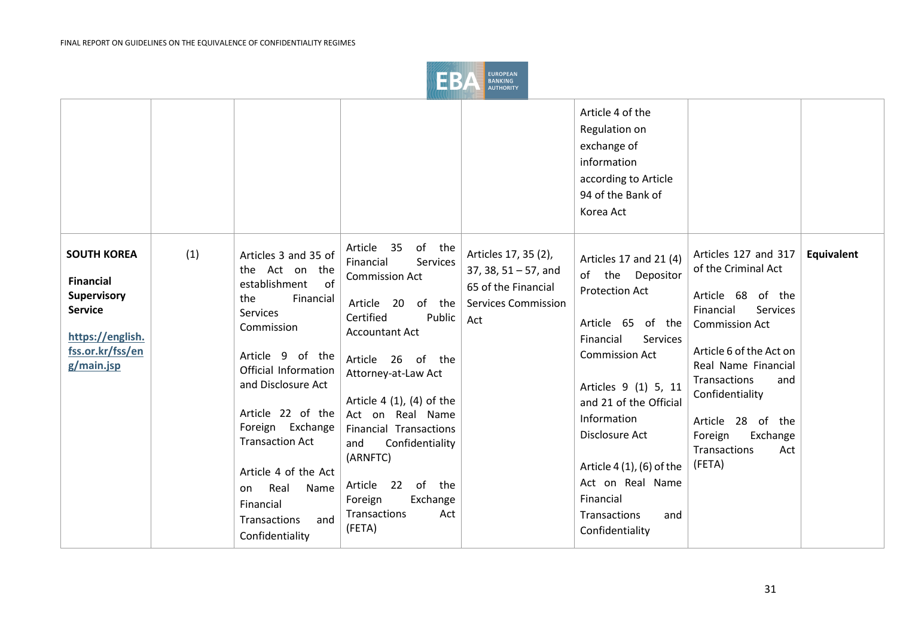| | | | | | | | |
|---|---|---|---|---|---|---|---|
| | | | | | Article 4 of the Regulation on exchange of information according to Article 94 of the Bank of Korea Act | | |
| **SOUTH KOREA**<br><br>**Financial Supervisory Service**<br><br>https://english.fss.or.kr/fss/eng/main.jsp | (1) | Articles 3 and 35 of the Act on the establishment of the Financial Services Commission<br><br>Article 9 of the Official Information and Disclosure Act<br><br>Article 22 of the Foreign Exchange Transaction Act<br><br>Article 4 of the Act on Real Name Financial Transactions and Confidentiality | Article 35 of the Financial Services Commission Act<br><br>Article 20 of the Certified Public Accountant Act<br><br>Article 26 of the Attorney-at-Law Act<br><br>Article 4 (1), (4) of the Act on Real Name Financial Transactions and Confidentiality (ARNFTC)<br><br>Article 22 of the Foreign Exchange Transactions Act (FETA) | Articles 17, 35 (2), 37, 38, 51 – 57, and 65 of the Financial Services Commission Act | Articles 17 and 21 (4) of the Depositor Protection Act<br><br>Article 65 of the Financial Services Commission Act<br><br>Articles 9 (1) 5, 11 and 21 of the Official Information Disclosure Act<br><br>Article 4 (1), (6) of the Act on Real Name Financial Transactions and Confidentiality | Articles 127 and 317 of the Criminal Act<br><br>Article 68 of the Financial Services Commission Act<br><br>Article 6 of the Act on Real Name Financial Transactions and Confidentiality<br><br>Article 28 of the Foreign Exchange Transactions Act (FETA) | **Equivalent** |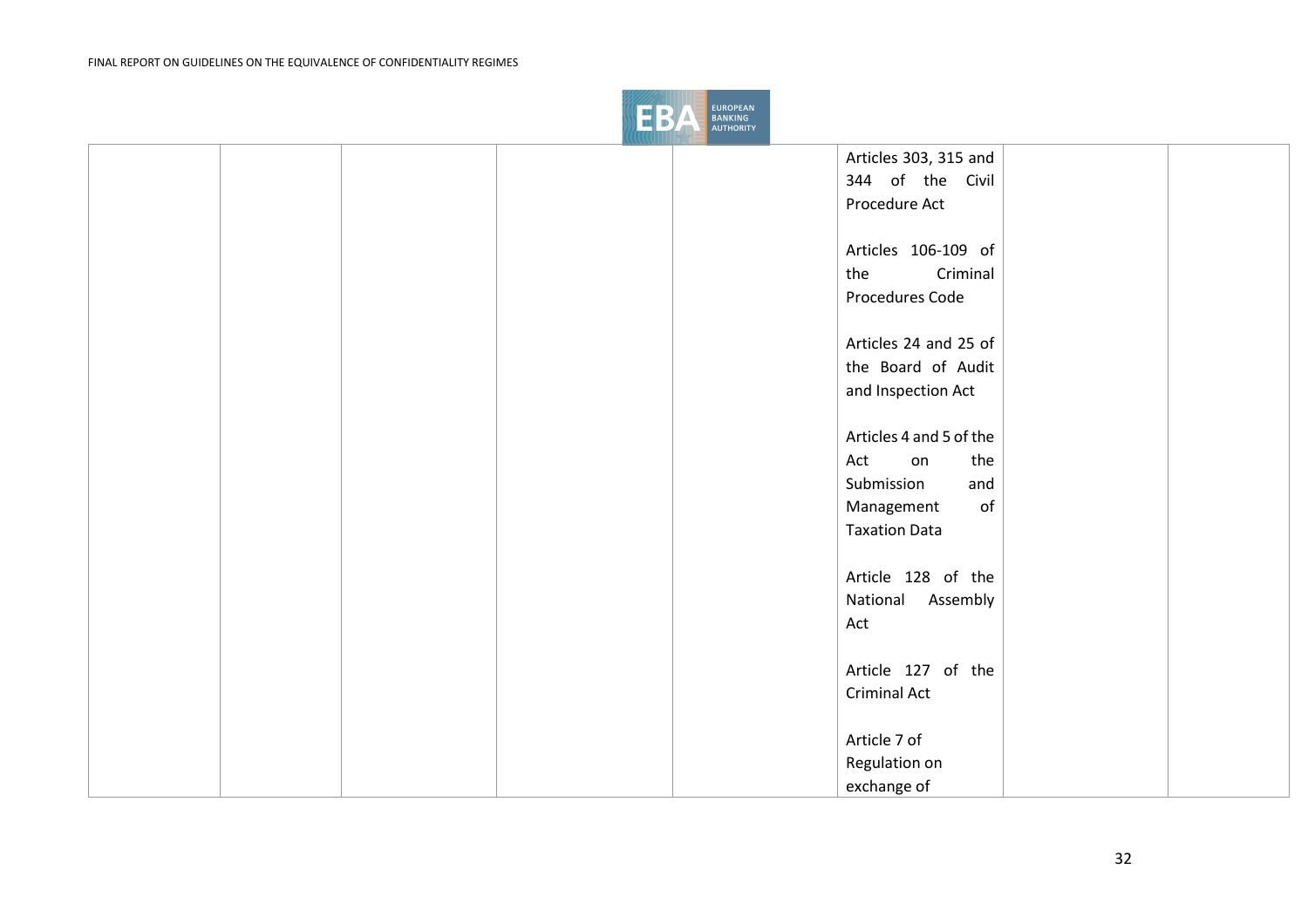| | | | | | | | |
|---|---|---|---|---|---|---|---|
| | | | | | Articles 303, 315 and 344 of the Civil Procedure Act<br><br>Articles 106-109 of the Criminal Procedures Code<br><br>Articles 24 and 25 of the Board of Audit and Inspection Act<br><br>Articles 4 and 5 of the Act on the Submission and Management of Taxation Data<br><br>Article 128 of the National Assembly Act<br><br>Article 127 of the Criminal Act<br><br>Article 7 of Regulation on exchange of | | |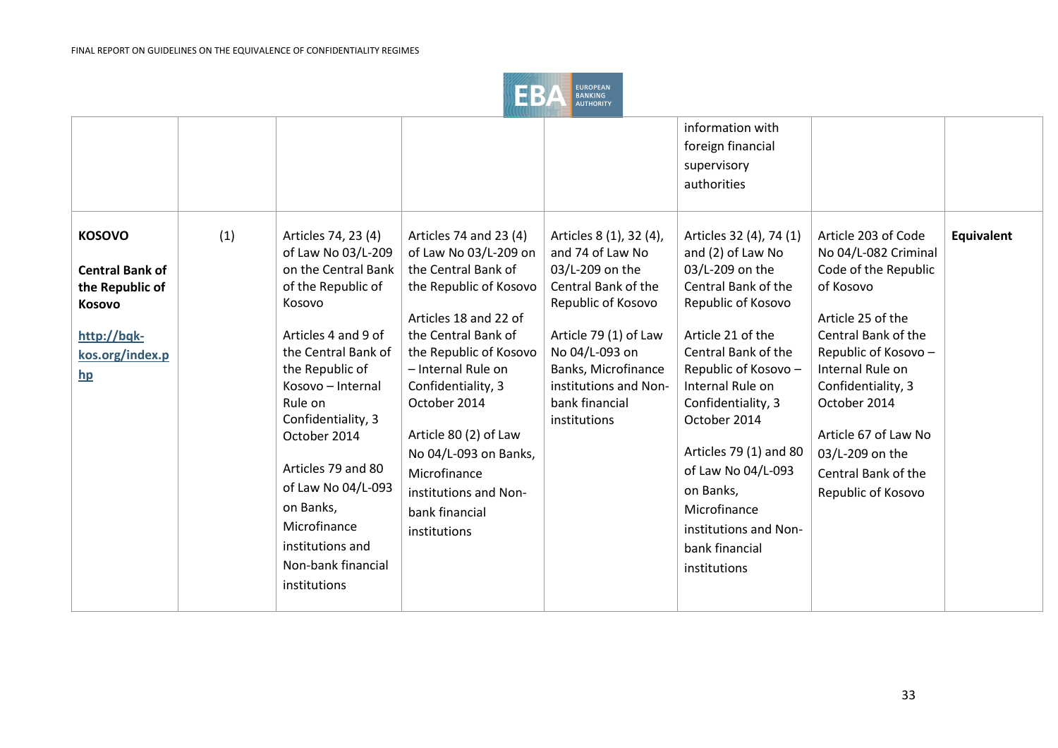| | | | | | | | |
|---|---|---|---|---|---|---|---|
| | | | | | information with foreign financial supervisory authorities | | |
| **KOSOVO**<br><br>**Central Bank of the Republic of Kosovo**<br><br>**http://bqk-kos.org/index.php** | (1) | Articles 74, 23 (4) of Law No 03/L-209 on the Central Bank of the Republic of Kosovo<br><br>Articles 4 and 9 of the Central Bank of the Republic of Kosovo – Internal Rule on Confidentiality, 3 October 2014<br><br>Articles 79 and 80 of Law No 04/L-093 on Banks, Microfinance institutions and Non-bank financial institutions | Articles 74 and 23 (4) of Law No 03/L-209 on the Central Bank of the Republic of Kosovo<br><br>Articles 18 and 22 of the Central Bank of the Republic of Kosovo – Internal Rule on Confidentiality, 3 October 2014<br><br>Article 80 (2) of Law No 04/L-093 on Banks, Microfinance institutions and Non-bank financial institutions | Articles 8 (1), 32 (4), and 74 of Law No 03/L-209 on the Central Bank of the Republic of Kosovo<br><br>Article 79 (1) of Law No 04/L-093 on Banks, Microfinance institutions and Non-bank financial institutions | Articles 32 (4), 74 (1) and (2) of Law No 03/L-209 on the Central Bank of the Republic of Kosovo<br><br>Article 21 of the Central Bank of the Republic of Kosovo – Internal Rule on Confidentiality, 3 October 2014<br><br>Articles 79 (1) and 80 of Law No 04/L-093 on Banks, Microfinance institutions and Non-bank financial institutions | Article 203 of Code No 04/L-082 Criminal Code of the Republic of Kosovo<br><br>Article 25 of the Central Bank of the Republic of Kosovo – Internal Rule on Confidentiality, 3 October 2014<br><br>Article 67 of Law No 03/L-209 on the Central Bank of the Republic of Kosovo | **Equivalent** |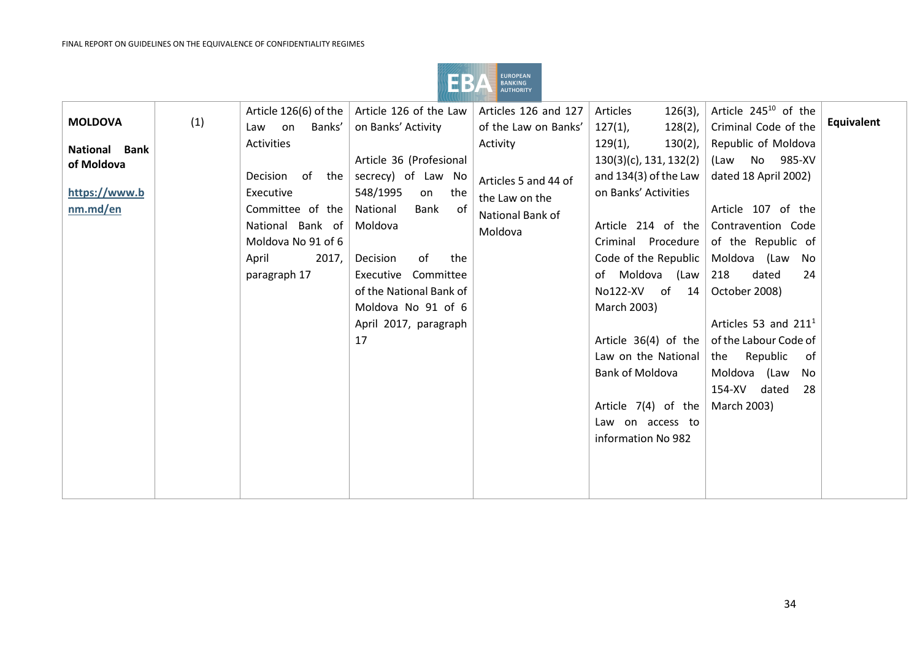| | | | | | | | |
|---|---|---|---|---|---|---|---|
| **MOLDOVA**<br><br>**National Bank of Moldova**<br><br>https://www.bnm.md/en | (1) | Article 126(6) of the Law on Banks' Activities<br><br>Decision of the Executive Committee of the National Bank of Moldova No 91 of 6 April 2017, paragraph 17 | Article 126 of the Law on Banks' Activity<br><br>Article 36 (Profesional secrecy) of Law No 548/1995 on the National Bank of Moldova<br><br>Decision of the Executive Committee of the National Bank of Moldova No 91 of 6 April 2017, paragraph 17 | Articles 126 and 127 of the Law on Banks' Activity<br><br>Articles 5 and 44 of the Law on the National Bank of Moldova | Articles 126(3), 127(1), 128(2), 129(1), 130(2), 130(3)(c), 131, 132(2) and 134(3) of the Law on Banks' Activities<br><br>Article 214 of the Criminal Procedure Code of the Republic of Moldova (Law No122-XV of 14 March 2003)<br><br>Article 36(4) of the Law on the National Bank of Moldova<br><br>Article 7(4) of the Law on access to information No 982 | Article 245[10] of the Criminal Code of the Republic of Moldova (Law No 985-XV dated 18 April 2002)<br><br>Article 107 of the Contravention Code of the Republic of Moldova (Law No 218 dated 24 October 2008)<br><br>Articles 53 and 211[1] of the Labour Code of the Republic of Moldova (Law No 154-XV dated 28 March 2003) | **Equivalent** |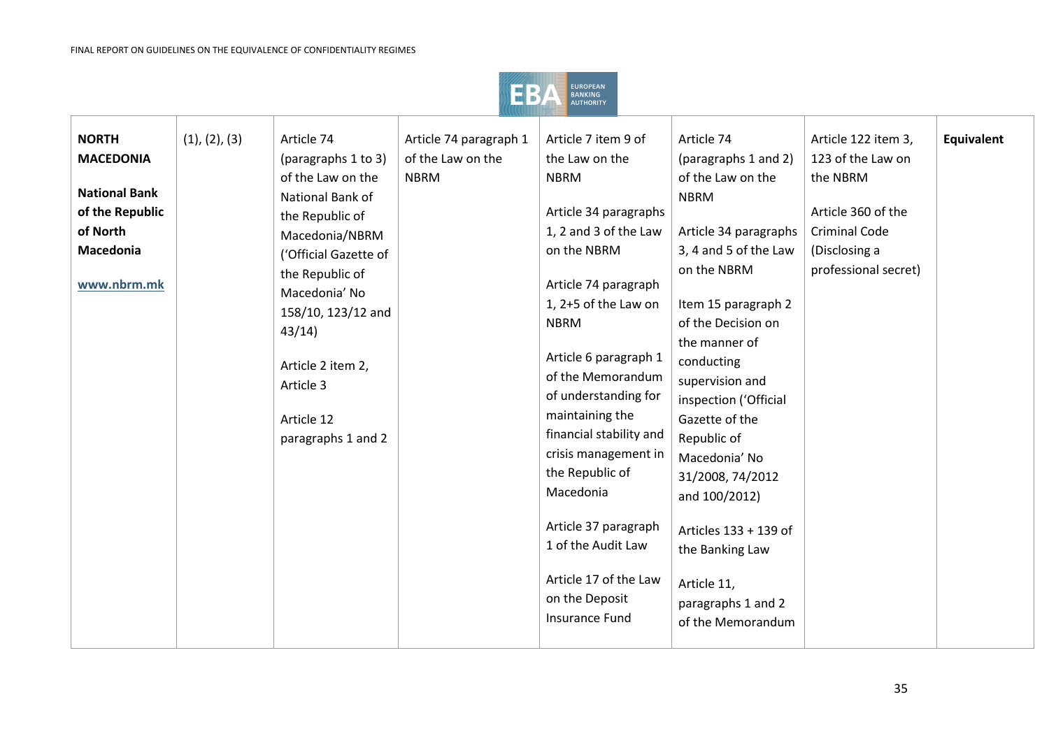| | | | | | | | |
|---|---|---|---|---|---|---|---|
| **NORTH MACEDONIA**<br><br>**National Bank of the Republic of North Macedonia**<br><br>**www.nbrm.mk** | (1), (2), (3) | Article 74 (paragraphs 1 to 3) of the Law on the National Bank of the Republic of Macedonia/NBRM ('Official Gazette of the Republic of Macedonia' No 158/10, 123/12 and 43/14)<br><br>Article 2 item 2, Article 3<br><br>Article 12 paragraphs 1 and 2 | Article 74 paragraph 1 of the Law on the NBRM | Article 7 item 9 of the Law on the NBRM<br><br>Article 34 paragraphs 1, 2 and 3 of the Law on the NBRM<br><br>Article 74 paragraph 1, 2+5 of the Law on NBRM<br><br>Article 6 paragraph 1 of the Memorandum of understanding for maintaining the financial stability and crisis management in the Republic of Macedonia<br><br>Article 37 paragraph 1 of the Audit Law<br><br>Article 17 of the Law on the Deposit Insurance Fund | Article 74 (paragraphs 1 and 2) of the Law on the NBRM<br><br>Article 34 paragraphs 3, 4 and 5 of the Law on the NBRM<br><br>Item 15 paragraph 2 of the Decision on the manner of conducting supervision and inspection ('Official Gazette of the Republic of Macedonia' No 31/2008, 74/2012 and 100/2012)<br><br>Articles 133 + 139 of the Banking Law<br><br>Article 11, paragraphs 1 and 2 of the Memorandum | Article 122 item 3, 123 of the Law on the NBRM<br><br>Article 360 of the Criminal Code (Disclosing a professional secret) | **Equivalent** |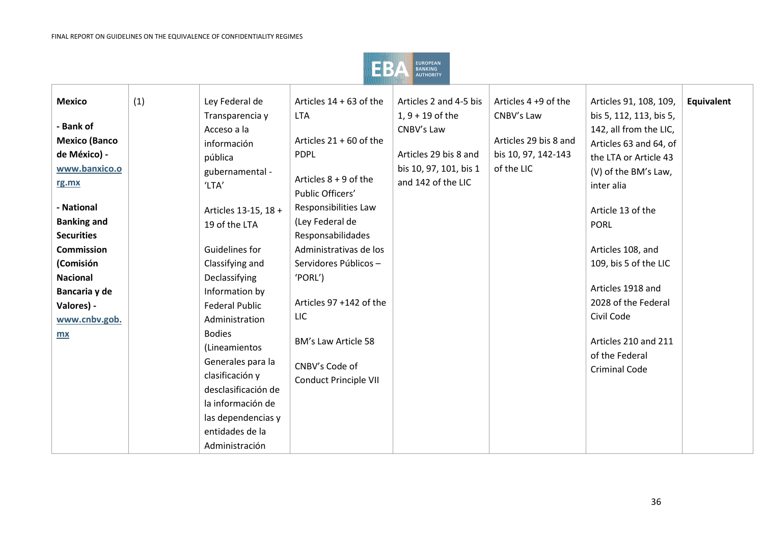| | | | | | | | |
|---|---|---|---|---|---|---|---|
| **Mexico**<br><br>**- Bank of Mexico (Banco de México) -** [www.banxico.org.mx](http://www.banxico.org.mx)<br><br>**- National Banking and Securities Commission (Comisión Nacional Bancaria y de Valores) -** [www.cnbv.gob.mx](http://www.cnbv.gob.mx) | (1) | Ley Federal de Transparencia y Acceso a la información pública gubernamental - 'LTA'<br><br>Articles 13-15, 18 + 19 of the LTA<br><br>Guidelines for Classifying and Declassifying Information by Federal Public Administration Bodies (Lineamientos Generales para la clasificación y desclasificación de la información de las dependencias y entidades de la Administración | Articles 14 + 63 of the LTA<br><br>Articles 21 + 60 of the PDPL<br><br>Articles 8 + 9 of the Public Officers' Responsibilities Law (Ley Federal de Responsabilidades Administrativas de los Servidores Públicos – 'PORL')<br><br>Articles 97 +142 of the LIC<br><br>BM's Law Article 58<br><br>CNBV's Code of Conduct Principle VII | Articles 2 and 4-5 bis 1, 9 + 19 of the CNBV's Law<br><br>Articles 29 bis 8 and bis 10, 97, 101, bis 1 and 142 of the LIC | Articles 4 +9 of the CNBV's Law<br><br>Articles 29 bis 8 and bis 10, 97, 142-143 of the LIC | Articles 91, 108, 109, bis 5, 112, 113, bis 5, 142, all from the LIC, Articles 63 and 64, of the LTA or Article 43 (V) of the BM's Law, inter alia<br><br>Article 13 of the PORL<br><br>Articles 108, and 109, bis 5 of the LIC<br><br>Articles 1918 and 2028 of the Federal Civil Code<br><br>Articles 210 and 211 of the Federal Criminal Code | **Equivalent** |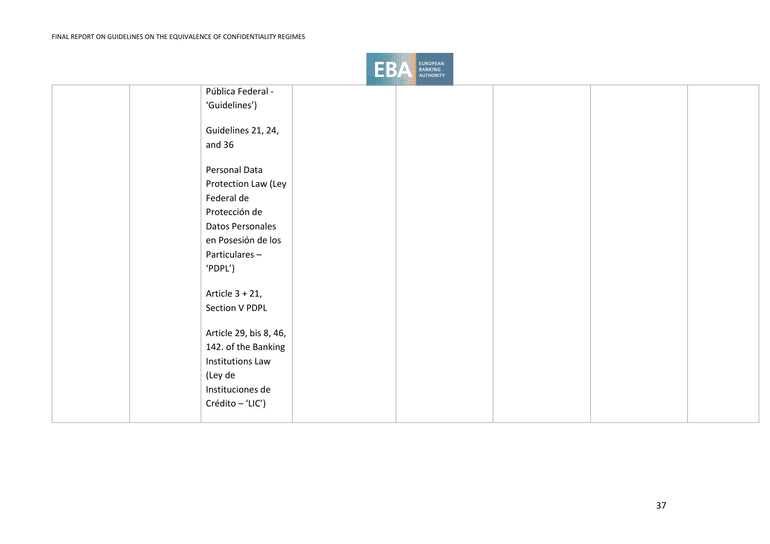| | | | | | | | |
|---|---|---|---|---|---|---|---|
| | | Pública Federal - 'Guidelines')<br><br>Guidelines 21, 24, and 36<br><br>Personal Data Protection Law (Ley Federal de Protección de Datos Personales en Posesión de los Particulares – 'PDPL')<br><br>Article 3 + 21, Section V PDPL<br><br>Article 29, bis 8, 46, 142. of the Banking Institutions Law (Ley de Instituciones de Crédito – 'LIC') | | | | | |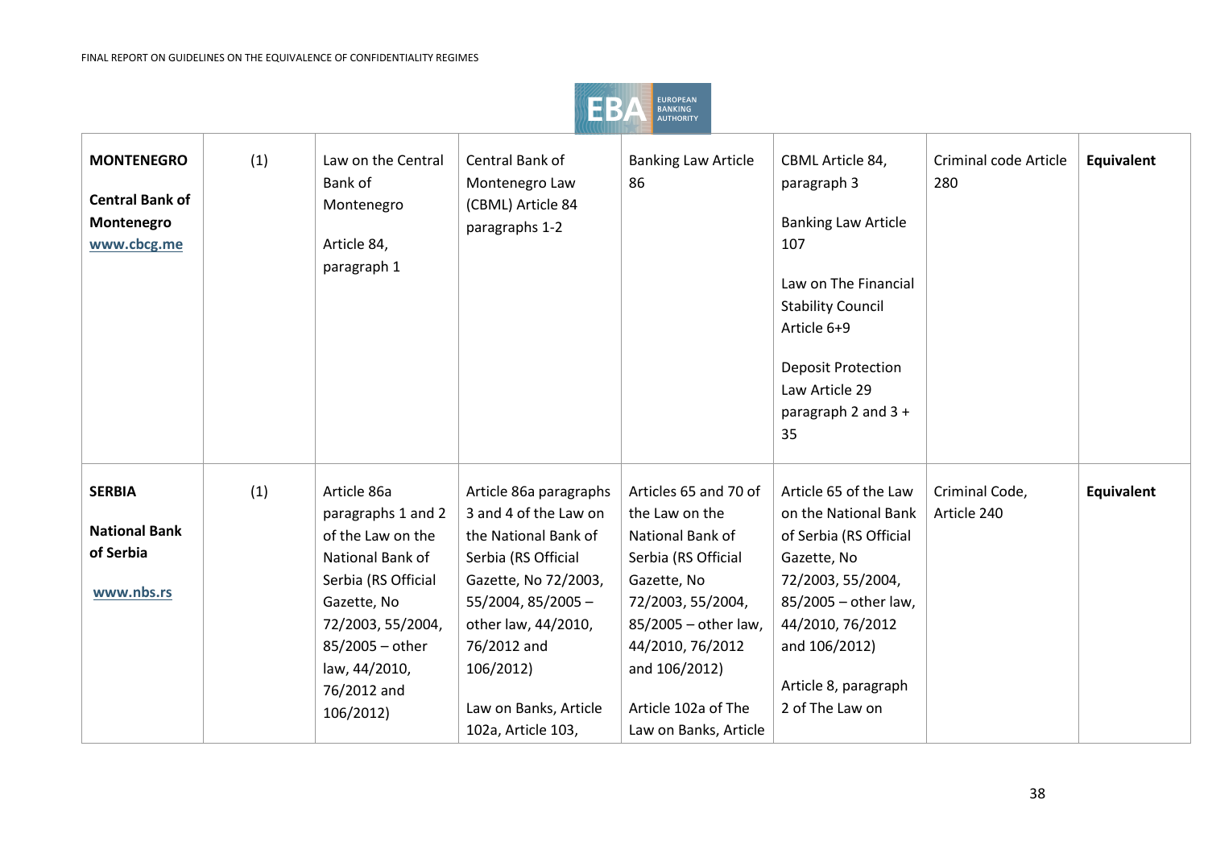| | | | | | | | |
|---|---|---|---|---|---|---|---|
| **MONTENEGRO**<br><br>**Central Bank of Montenegro**<br>www.cbcg.me | (1) | Law on the Central Bank of Montenegro<br><br>Article 84, paragraph 1 | Central Bank of Montenegro Law (CBML) Article 84 paragraphs 1-2 | Banking Law Article 86 | CBML Article 84, paragraph 3<br><br>Banking Law Article 107<br><br>Law on The Financial Stability Council Article 6+9<br><br>Deposit Protection Law Article 29 paragraph 2 and 3 + 35 | Criminal code Article 280 | **Equivalent** |
| **SERBIA**<br><br>**National Bank of Serbia**<br><br>www.nbs.rs | (1) | Article 86a paragraphs 1 and 2 of the Law on the National Bank of Serbia (RS Official Gazette, No 72/2003, 55/2004, 85/2005 – other law, 44/2010, 76/2012 and 106/2012) | Article 86a paragraphs 3 and 4 of the Law on the National Bank of Serbia (RS Official Gazette, No 72/2003, 55/2004, 85/2005 – other law, 44/2010, 76/2012 and 106/2012)<br><br>Law on Banks, Article 102a, Article 103, | Articles 65 and 70 of the Law on the National Bank of Serbia (RS Official Gazette, No 72/2003, 55/2004, 85/2005 – other law, 44/2010, 76/2012 and 106/2012)<br><br>Article 102a of The Law on Banks, Article | Article 65 of the Law on the National Bank of Serbia (RS Official Gazette, No 72/2003, 55/2004, 85/2005 – other law, 44/2010, 76/2012 and 106/2012)<br><br>Article 8, paragraph 2 of The Law on | Criminal Code, Article 240 | **Equivalent** |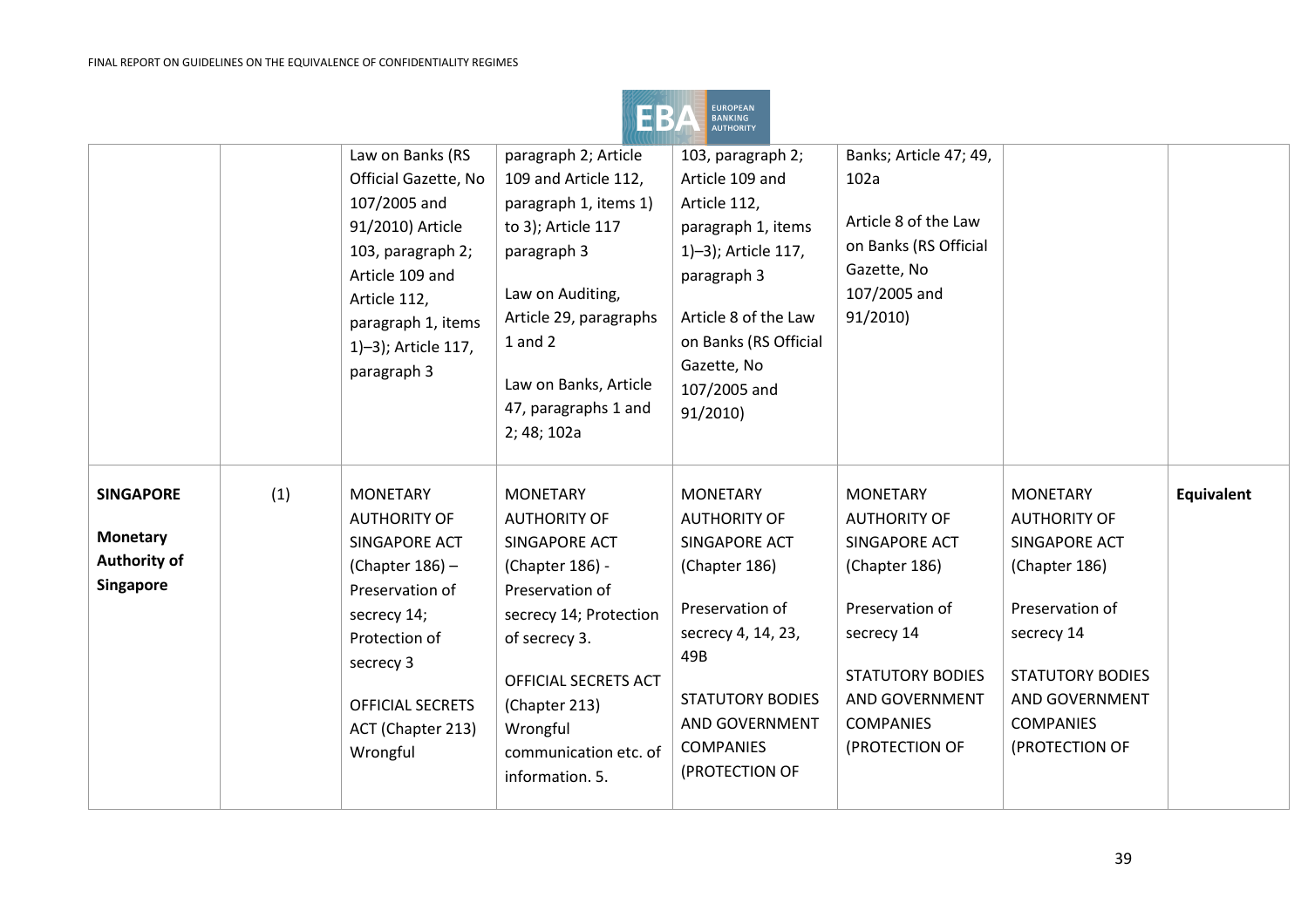| | | | | | | | |
|---|---|---|---|---|---|---|---|
| | | Law on Banks (RS Official Gazette, No 107/2005 and 91/2010) Article 103, paragraph 2; Article 109 and Article 112, paragraph 1, items 1)–3); Article 117, paragraph 3 | paragraph 2; Article 109 and Article 112, paragraph 1, items 1) to 3); Article 117 paragraph 3<br><br>Law on Auditing, Article 29, paragraphs 1 and 2<br><br>Law on Banks, Article 47, paragraphs 1 and 2; 48; 102a | 103, paragraph 2; Article 109 and Article 112, paragraph 1, items 1)–3); Article 117, paragraph 3<br><br>Article 8 of the Law on Banks (RS Official Gazette, No 107/2005 and 91/2010) | Banks; Article 47; 49, 102a<br><br>Article 8 of the Law on Banks (RS Official Gazette, No 107/2005 and 91/2010) | | |
| **SINGAPORE**<br><br>**Monetary Authority of Singapore** | (1) | MONETARY AUTHORITY OF SINGAPORE ACT (Chapter 186) – Preservation of secrecy 14; Protection of secrecy 3<br><br>OFFICIAL SECRETS ACT (Chapter 213) Wrongful | MONETARY AUTHORITY OF SINGAPORE ACT (Chapter 186) - Preservation of secrecy 14; Protection of secrecy 3.<br><br>OFFICIAL SECRETS ACT (Chapter 213) Wrongful communication etc. of information. 5. | MONETARY AUTHORITY OF SINGAPORE ACT (Chapter 186)<br><br>Preservation of secrecy 4, 14, 23, 49B<br><br>STATUTORY BODIES AND GOVERNMENT COMPANIES (PROTECTION OF | MONETARY AUTHORITY OF SINGAPORE ACT (Chapter 186)<br><br>Preservation of secrecy 14<br><br>STATUTORY BODIES AND GOVERNMENT COMPANIES (PROTECTION OF | MONETARY AUTHORITY OF SINGAPORE ACT (Chapter 186)<br><br>Preservation of secrecy 14<br><br>STATUTORY BODIES AND GOVERNMENT COMPANIES (PROTECTION OF | **Equivalent** |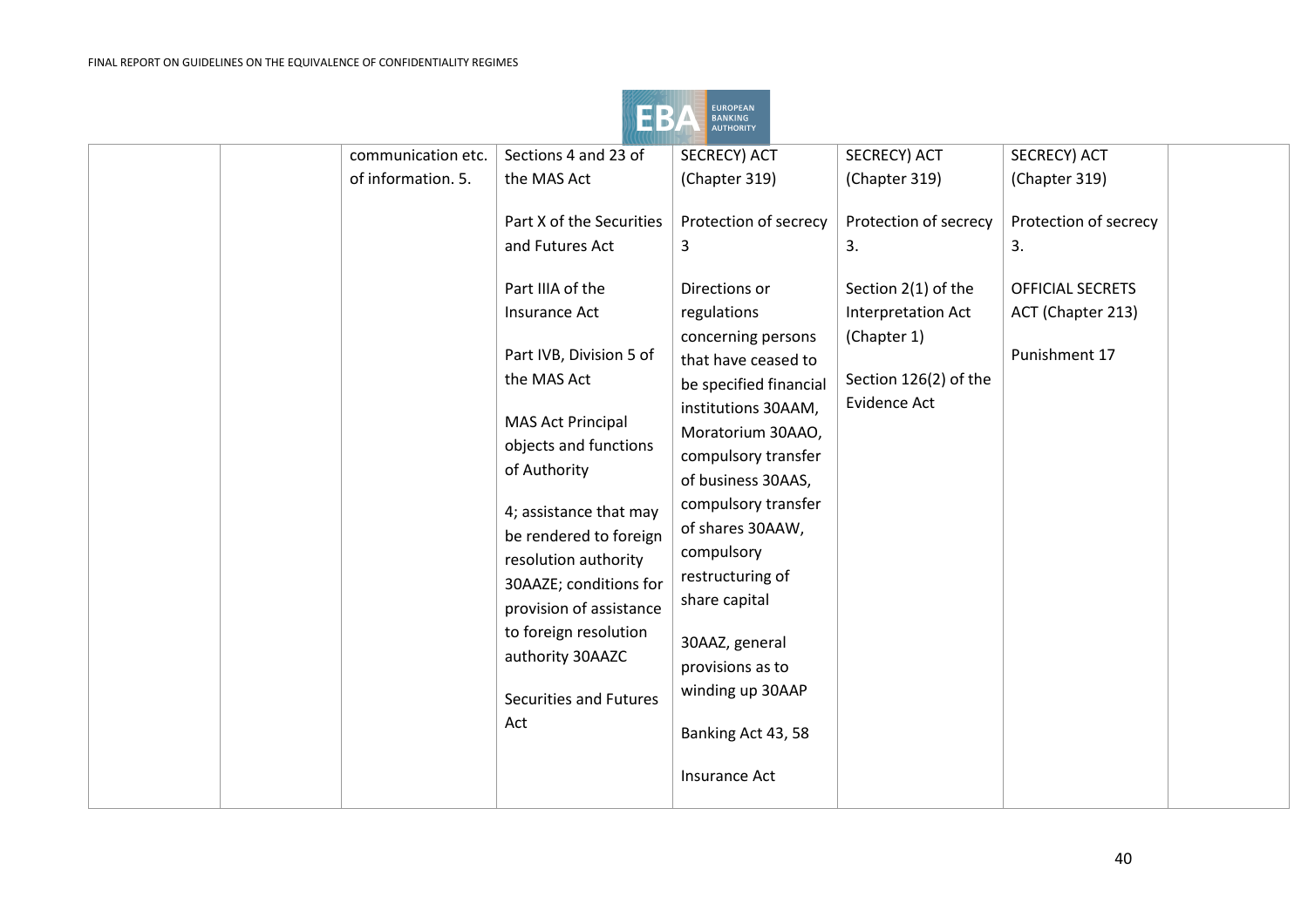| | | | | | | | |
|---|---|---|---|---|---|---|---|
| | | communication etc. of information. 5. | Sections 4 and 23 of the MAS Act<br><br>Part X of the Securities and Futures Act<br><br>Part IIIA of the Insurance Act<br><br>Part IVB, Division 5 of the MAS Act<br><br>MAS Act Principal objects and functions of Authority<br><br>4; assistance that may be rendered to foreign resolution authority 30AAZE; conditions for provision of assistance to foreign resolution authority 30AAZC<br><br>Securities and Futures Act | SECRECY) ACT (Chapter 319)<br><br>Protection of secrecy 3<br><br>Directions or regulations concerning persons that have ceased to be specified financial institutions 30AAM, Moratorium 30AAO, compulsory transfer of business 30AAS, compulsory transfer of shares 30AAW, compulsory restructuring of share capital<br><br>30AAZ, general provisions as to winding up 30AAP<br><br>Banking Act 43, 58<br><br>Insurance Act | SECRECY) ACT (Chapter 319)<br><br>Protection of secrecy 3.<br><br>Section 2(1) of the Interpretation Act (Chapter 1)<br><br>Section 126(2) of the Evidence Act | SECRECY) ACT (Chapter 319)<br><br>Protection of secrecy 3.<br><br>OFFICIAL SECRETS ACT (Chapter 213)<br><br>Punishment 17 | |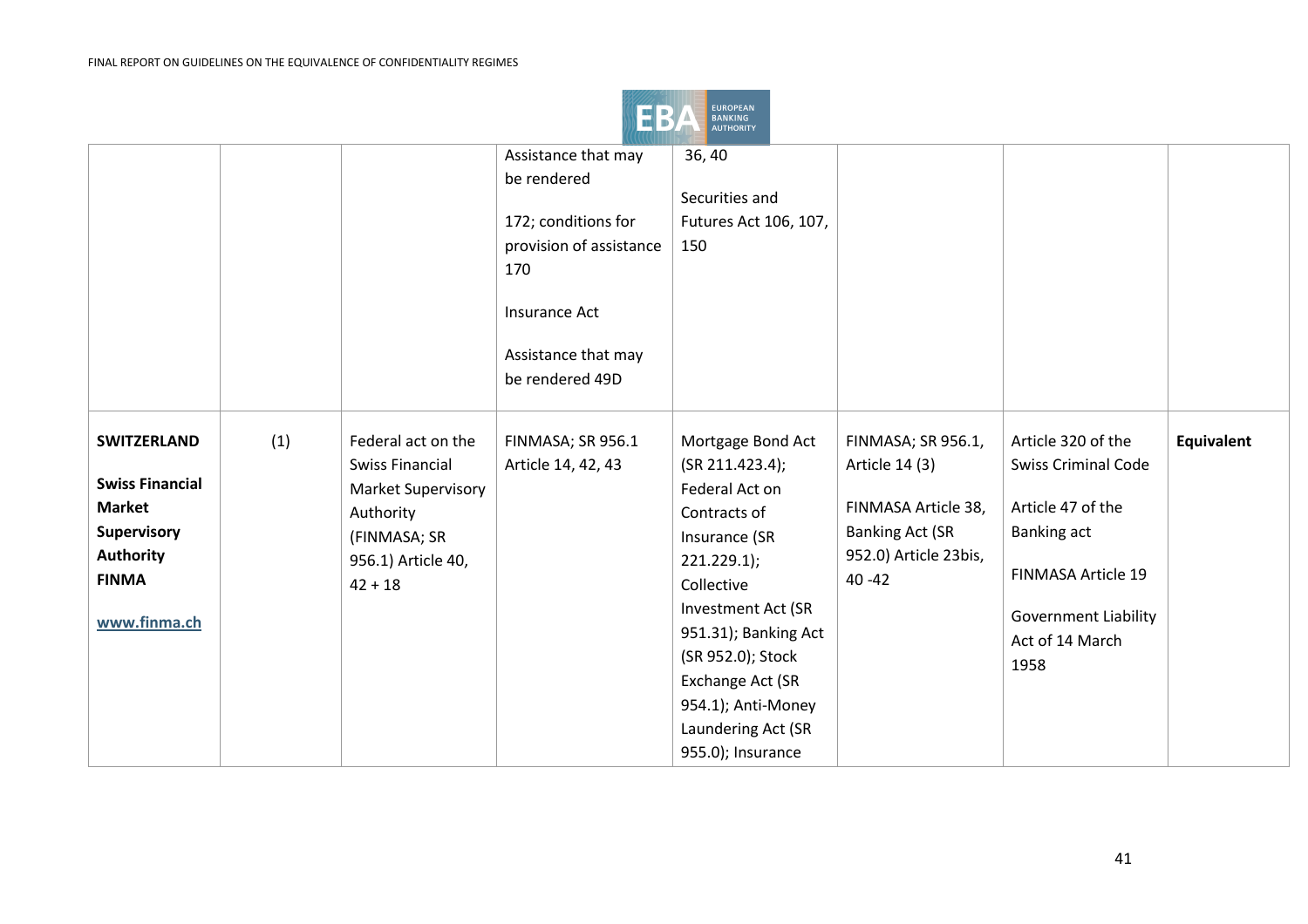| | | | | | | | |
|---|---|---|---|---|---|---|---|
| | | | Assistance that may be rendered<br><br>172; conditions for provision of assistance 170<br><br>Insurance Act<br><br>Assistance that may be rendered 49D | 36, 40<br><br>Securities and Futures Act 106, 107, 150 | | | |
| **SWITZERLAND**<br><br>**Swiss Financial Market Supervisory Authority FINMA**<br><br>**www.finma.ch** | (1) | Federal act on the Swiss Financial Market Supervisory Authority (FINMASA; SR 956.1) Article 40, 42 + 18 | FINMASA; SR 956.1 Article 14, 42, 43 | Mortgage Bond Act (SR 211.423.4); Federal Act on Contracts of Insurance (SR 221.229.1); Collective Investment Act (SR 951.31); Banking Act (SR 952.0); Stock Exchange Act (SR 954.1); Anti-Money Laundering Act (SR 955.0); Insurance | FINMASA; SR 956.1, Article 14 (3)<br><br>FINMASA Article 38, Banking Act (SR 952.0) Article 23bis, 40 -42 | Article 320 of the Swiss Criminal Code<br><br>Article 47 of the Banking act<br><br>FINMASA Article 19<br><br>Government Liability Act of 14 March 1958 | **Equivalent** |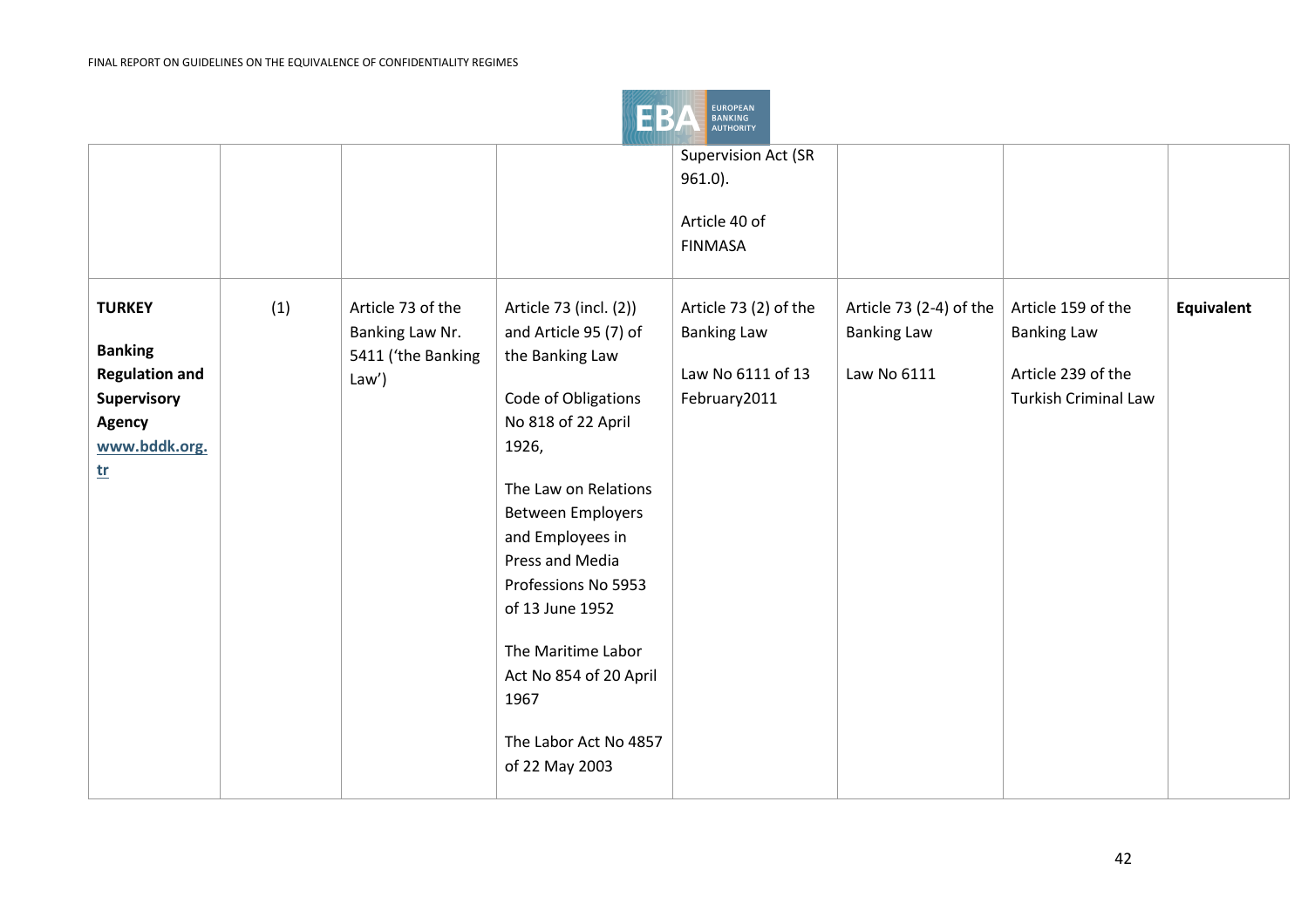| | | | | | | | |
|---|---|---|---|---|---|---|---|
| | | | | Supervision Act (SR 961.0).<br><br>Article 40 of FINMASA | | | |
| **TURKEY**<br><br>**Banking Regulation and Supervisory Agency**<br>**www.bddk.org.tr** | (1) | Article 73 of the Banking Law Nr. 5411 ('the Banking Law') | Article 73 (incl. (2)) and Article 95 (7) of the Banking Law<br><br>Code of Obligations No 818 of 22 April 1926,<br><br>The Law on Relations Between Employers and Employees in Press and Media Professions No 5953 of 13 June 1952<br><br>The Maritime Labor Act No 854 of 20 April 1967<br><br>The Labor Act No 4857 of 22 May 2003 | Article 73 (2) of the Banking Law<br><br>Law No 6111 of 13 February2011 | Article 73 (2-4) of the Banking Law<br><br>Law No 6111 | Article 159 of the Banking Law<br><br>Article 239 of the Turkish Criminal Law | **Equivalent** |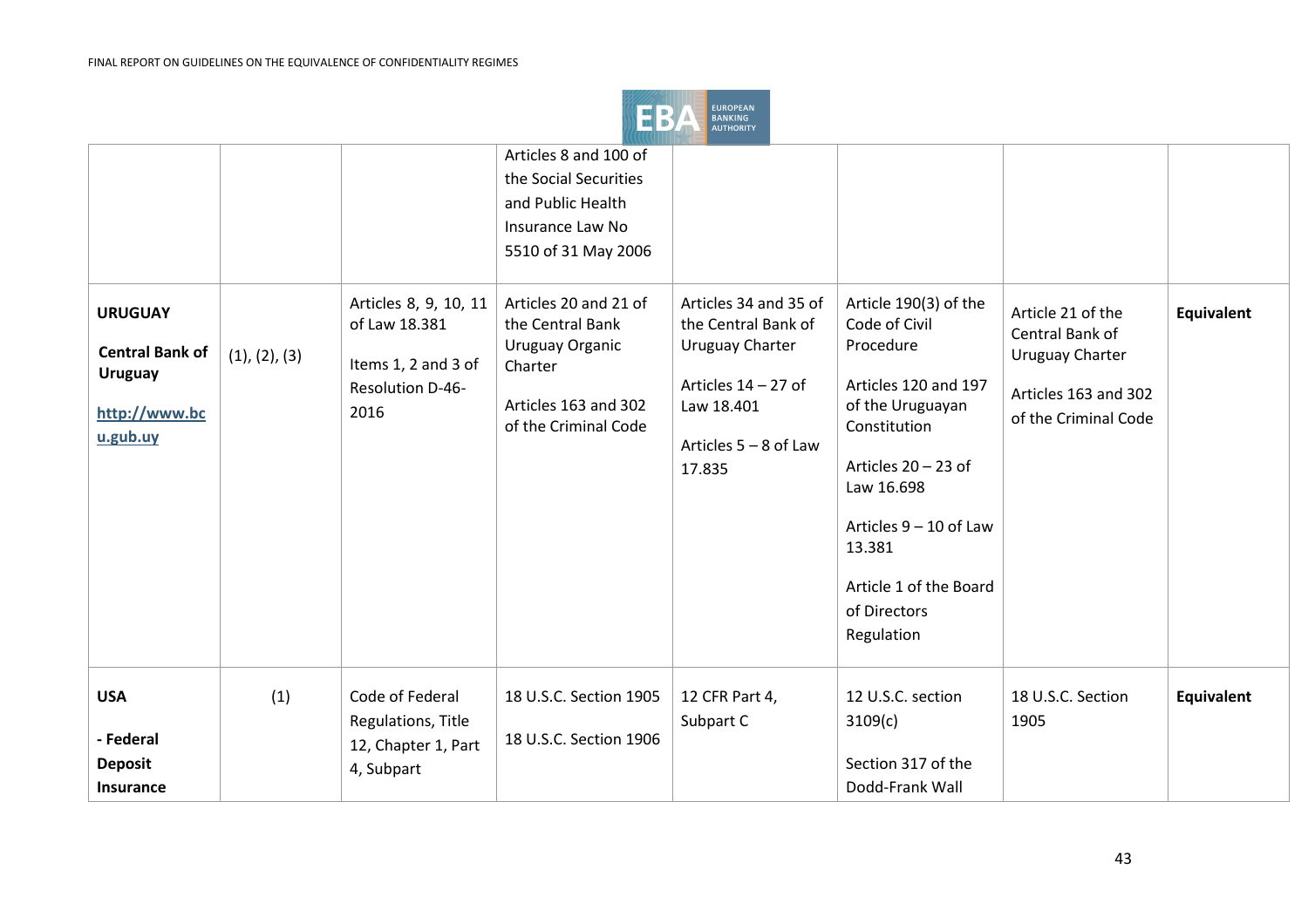| | | | | | | | |
|---|---|---|---|---|---|---|---|
| | | | Articles 8 and 100 of the Social Securities and Public Health Insurance Law No 5510 of 31 May 2006 | | | | |
| **URUGUAY** **Central Bank of Uruguay** [http://www.bcu.gub.uy](http://www.bcu.gub.uy) | (1), (2), (3) | Articles 8, 9, 10, 11 of Law 18.381 Items 1, 2 and 3 of Resolution D-46-2016 | Articles 20 and 21 of the Central Bank Uruguay Organic Charter Articles 163 and 302 of the Criminal Code | Articles 34 and 35 of the Central Bank of Uruguay Charter Articles 14 – 27 of Law 18.401 Articles 5 – 8 of Law 17.835 | Article 190(3) of the Code of Civil Procedure Articles 120 and 197 of the Uruguayan Constitution Articles 20 – 23 of Law 16.698 Articles 9 – 10 of Law 13.381 Article 1 of the Board of Directors Regulation | Article 21 of the Central Bank of Uruguay Charter Articles 163 and 302 of the Criminal Code | **Equivalent** |
| **USA** **- Federal Deposit Insurance** | (1) | Code of Federal Regulations, Title 12, Chapter 1, Part 4, Subpart | 18 U.S.C. Section 1905 18 U.S.C. Section 1906 | 12 CFR Part 4, Subpart C | 12 U.S.C. section 3109(c) Section 317 of the Dodd-Frank Wall | 18 U.S.C. Section 1905 | **Equivalent** |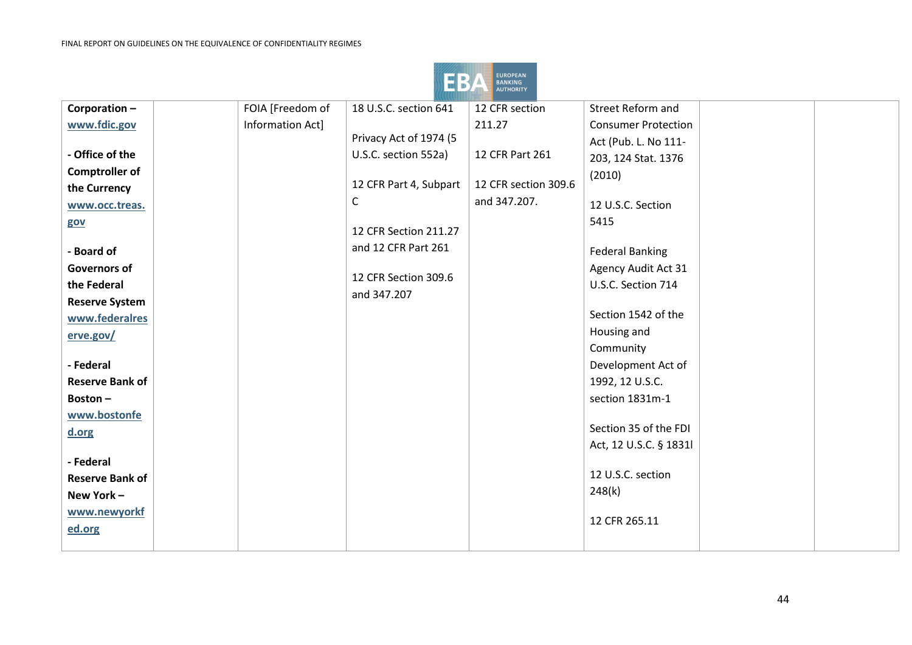| | | | | | | | |
|---|---|---|---|---|---|---|---|
| **Corporation – [www.fdic.gov](http://www.fdic.gov)**<br><br>**- Office of the Comptroller of the Currency [www.occ.treas.gov](http://www.occ.treas.gov)**<br><br>**- Board of Governors of the Federal Reserve System [www.federalreserve.gov/](http://www.federalreserve.gov/)**<br><br>**- Federal Reserve Bank of Boston – [www.bostonfed.org](http://www.bostonfed.org)**<br><br>**- Federal Reserve Bank of New York – [www.newyorkfed.org](http://www.newyorkfed.org)** | | FOIA [Freedom of Information Act] | 18 U.S.C. section 641<br><br>Privacy Act of 1974 (5 U.S.C. section 552a)<br><br>12 CFR Part 4, Subpart C<br><br>12 CFR Section 211.27 and 12 CFR Part 261<br><br>12 CFR Section 309.6 and 347.207 | 12 CFR section 211.27<br><br>12 CFR Part 261<br><br>12 CFR section 309.6 and 347.207. | Street Reform and Consumer Protection Act (Pub. L. No 111-203, 124 Stat. 1376 (2010)<br><br>12 U.S.C. Section 5415<br><br>Federal Banking Agency Audit Act 31 U.S.C. Section 714<br><br>Section 1542 of the Housing and Community Development Act of 1992, 12 U.S.C. section 1831m-1<br><br>Section 35 of the FDI Act, 12 U.S.C. § 1831l<br><br>12 U.S.C. section 248(k)<br><br>12 CFR 265.11 | | |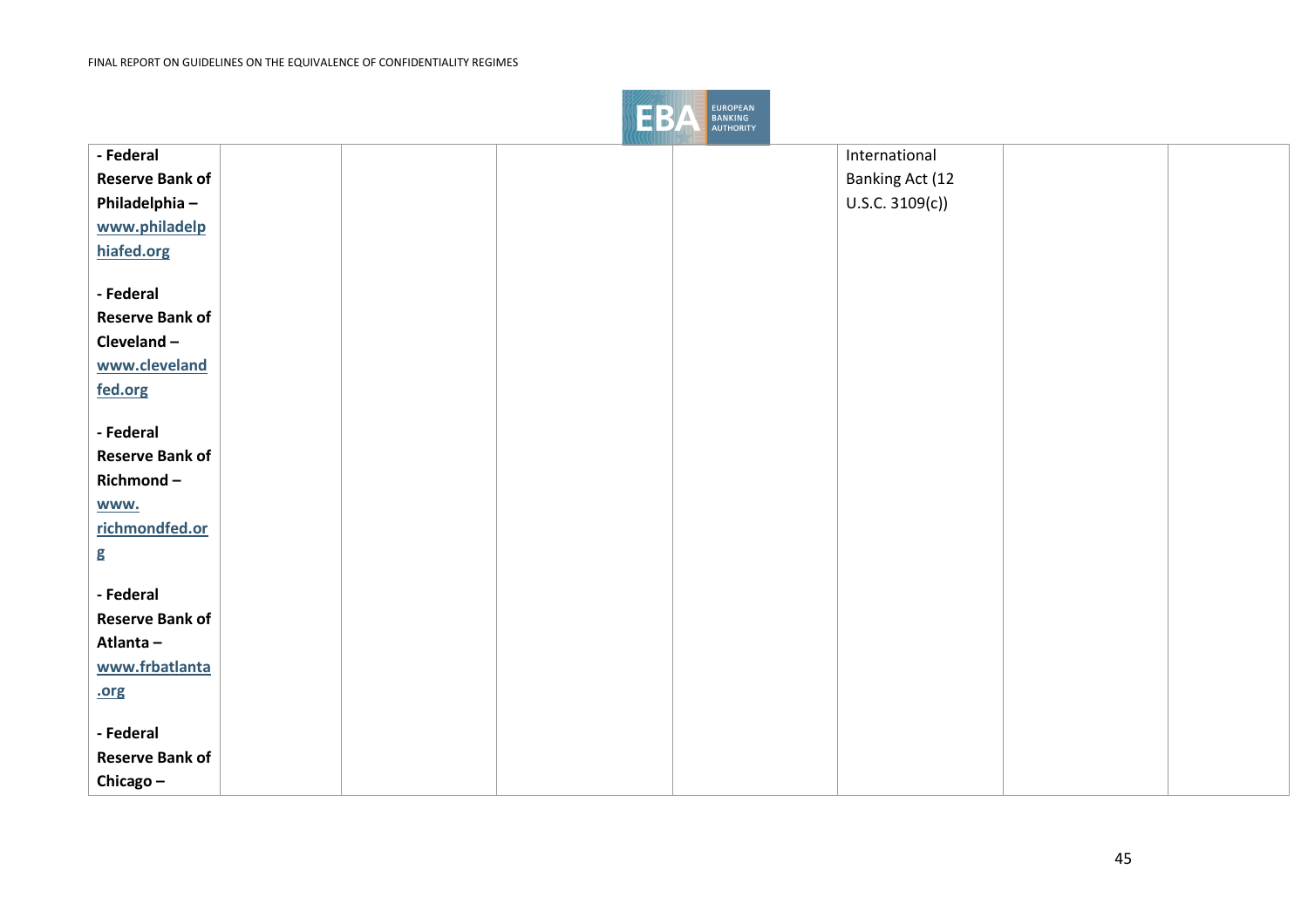| | | | | | | | |
|---|---|---|---|---|---|---|---|
| **- Federal Reserve Bank of Philadelphia – [www.philadelphiafed.org](http://www.philadelphiafed.org)**<br><br>**- Federal Reserve Bank of Cleveland – [www.clevelandfed.org](http://www.clevelandfed.org)**<br><br>**- Federal Reserve Bank of Richmond – [www. richmondfed.org](http://www.richmondfed.org)**<br><br>**- Federal Reserve Bank of Atlanta – [www.frbatlanta.org](http://www.frbatlanta.org)**<br><br>**- Federal Reserve Bank of Chicago –** | | | | | International Banking Act (12 U.S.C. 3109(c)) | | |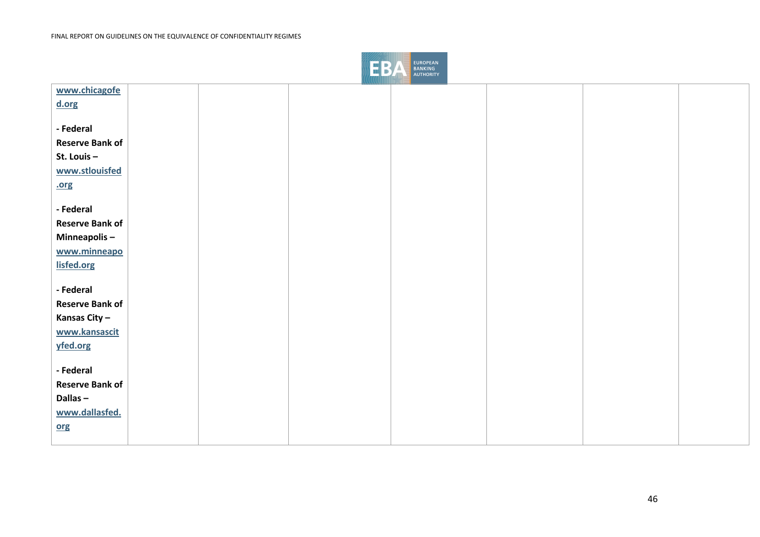| | | | | | | | |
|---|---|---|---|---|---|---|---|
| **www.chicagofed.org**<br><br>**- Federal Reserve Bank of St. Louis – www.stlouisfed.org**<br><br>**- Federal Reserve Bank of Minneapolis – www.minneapolisfed.org**<br><br>**- Federal Reserve Bank of Kansas City – www.kansascityfed.org**<br><br>**- Federal Reserve Bank of Dallas – www.dallasfed.org** | | | | | | | |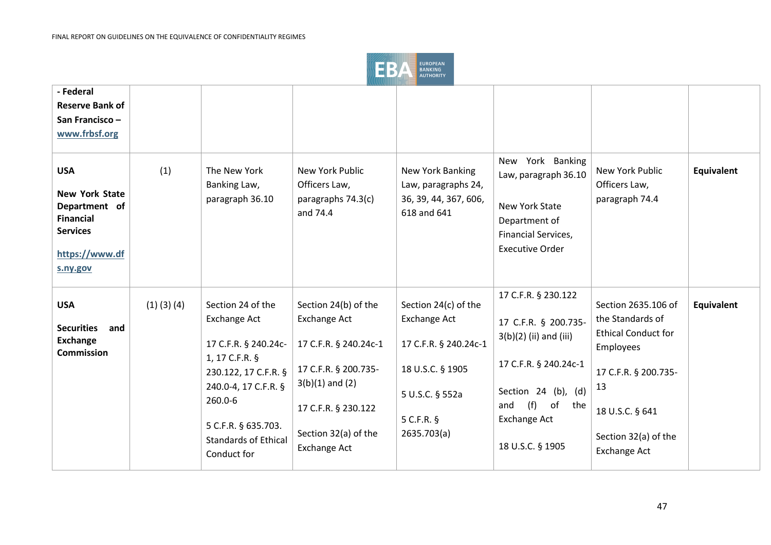| | | | | | | | |
|---|---|---|---|---|---|---|---|
| - **Federal Reserve Bank of San Francisco – www.frbsf.org** | | | | | | | |
| **USA**<br><br>**New York State Department of Financial Services**<br><br>**https://www.dfs.ny.gov** | (1) | The New York Banking Law, paragraph 36.10 | New York Public Officers Law, paragraphs 74.3(c) and 74.4 | New York Banking Law, paragraphs 24, 36, 39, 44, 367, 606, 618 and 641 | New York Banking Law, paragraph 36.10<br><br>New York State Department of Financial Services, Executive Order | New York Public Officers Law, paragraph 74.4 | **Equivalent** |
| **USA**<br><br>**Securities and Exchange Commission** | (1) (3) (4) | Section 24 of the Exchange Act<br><br>17 C.F.R. § 240.24c-1, 17 C.F.R. § 230.122, 17 C.F.R. § 240.0-4, 17 C.F.R. § 260.0-6<br><br>5 C.F.R. § 635.703. Standards of Ethical Conduct for | Section 24(b) of the Exchange Act<br><br>17 C.F.R. § 240.24c-1<br><br>17 C.F.R. § 200.735-3(b)(1) and (2)<br><br>17 C.F.R. § 230.122<br><br>Section 32(a) of the Exchange Act | Section 24(c) of the Exchange Act<br><br>17 C.F.R. § 240.24c-1<br><br>18 U.S.C. § 1905<br><br>5 U.S.C. § 552a<br><br>5 C.F.R. § 2635.703(a) | 17 C.F.R. § 230.122<br><br>17 C.F.R. § 200.735-3(b)(2) (ii) and (iii)<br><br>17 C.F.R. § 240.24c-1<br><br>Section 24 (b), (d) and (f) of the Exchange Act<br><br>18 U.S.C. § 1905 | Section 2635.106 of the Standards of Ethical Conduct for Employees<br><br>17 C.F.R. § 200.735-13<br><br>18 U.S.C. § 641<br><br>Section 32(a) of the Exchange Act | **Equivalent** |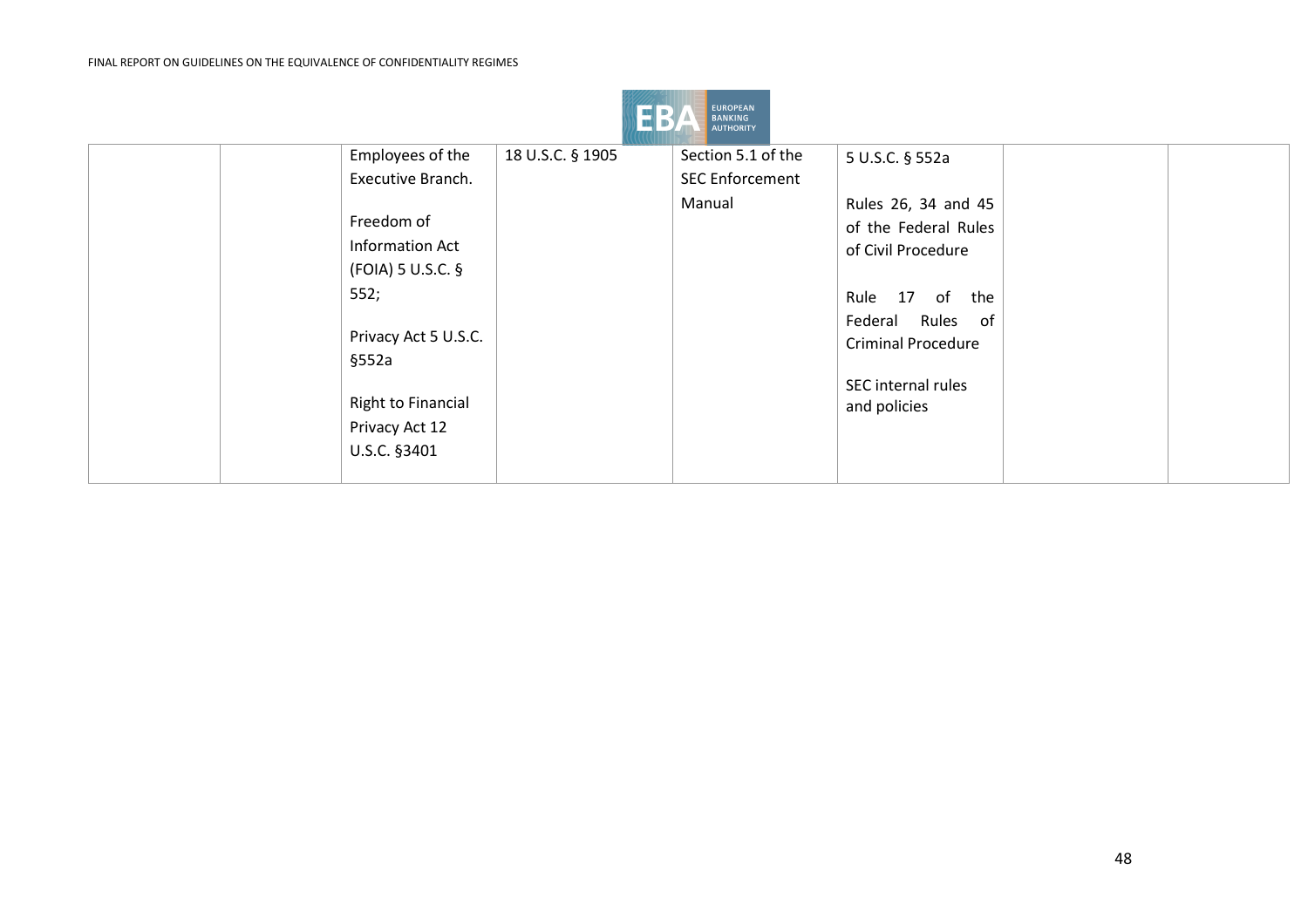| | | | | | | | |
|---|---|---|---|---|---|---|---|
| | | Employees of the Executive Branch.<br><br>Freedom of Information Act (FOIA) 5 U.S.C. § 552;<br><br>Privacy Act 5 U.S.C. §552a<br><br>Right to Financial Privacy Act 12 U.S.C. §3401 | 18 U.S.C. § 1905 | Section 5.1 of the SEC Enforcement Manual | 5 U.S.C. § 552a<br><br>Rules 26, 34 and 45 of the Federal Rules of Civil Procedure<br><br>Rule 17 of the Federal Rules of Criminal Procedure<br><br>SEC internal rules and policies | | |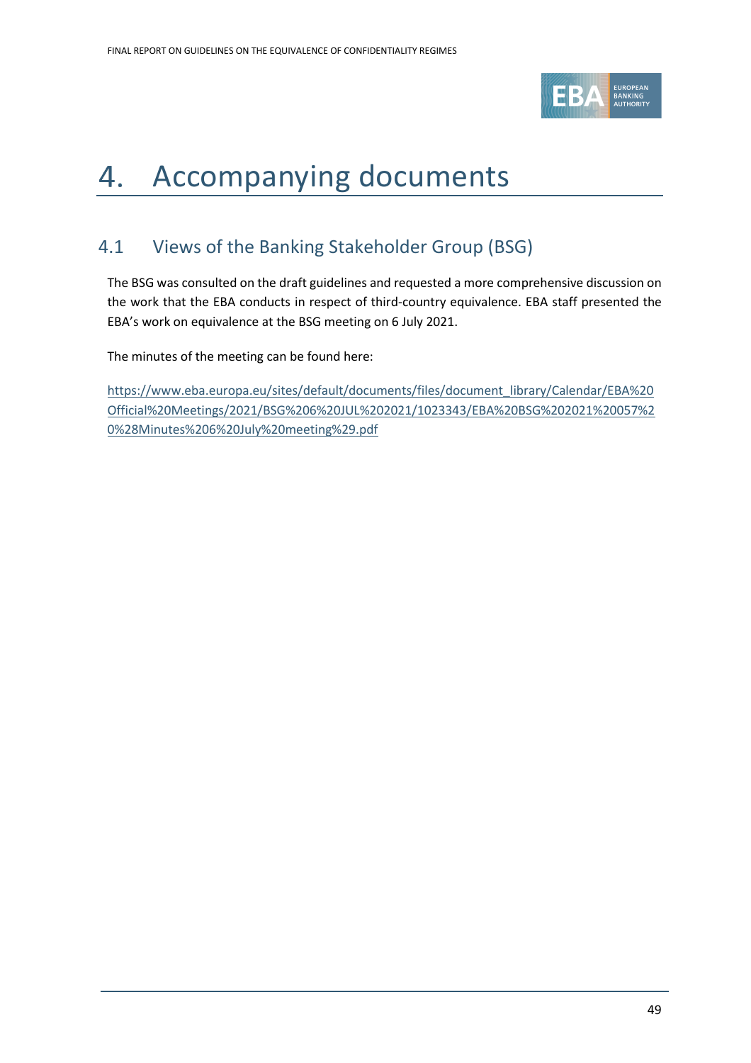# 4. Accompanying documents

## 4.1 Views of the Banking Stakeholder Group (BSG)

The BSG was consulted on the draft guidelines and requested a more comprehensive discussion on the work that the EBA conducts in respect of third-country equivalence. EBA staff presented the EBA's work on equivalence at the BSG meeting on 6 July 2021.

The minutes of the meeting can be found here:

https://www.eba.europa.eu/sites/default/documents/files/document_library/Calendar/EBA%20Official%20Meetings/2021/BSG%206%20JUL%202021/1023343/EBA%20BSG%202021%20057%20%28Minutes%206%20July%20meeting%29.pdf